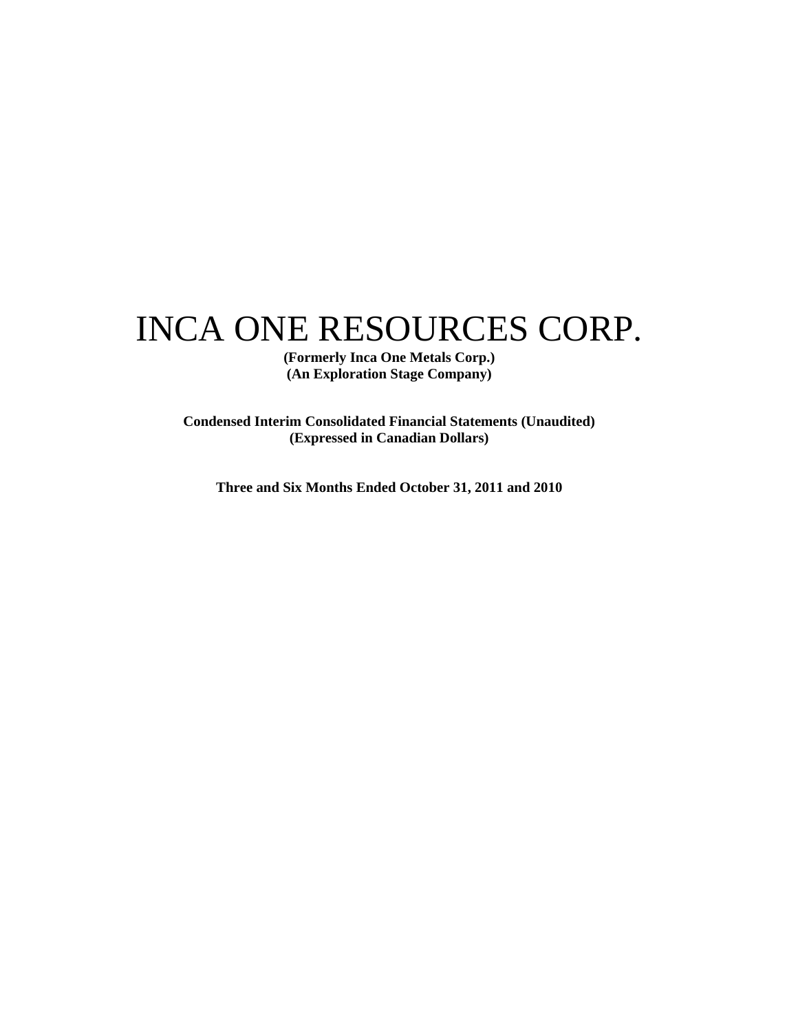# INCA ONE RESOURCES CORP.

**(Formerly Inca One Metals Corp.)**
**(An Exploration Stage Company)**

**Condensed Interim Consolidated Financial Statements (Unaudited)**
**(Expressed in Canadian Dollars)**

**Three and Six Months Ended October 31, 2011 and 2010**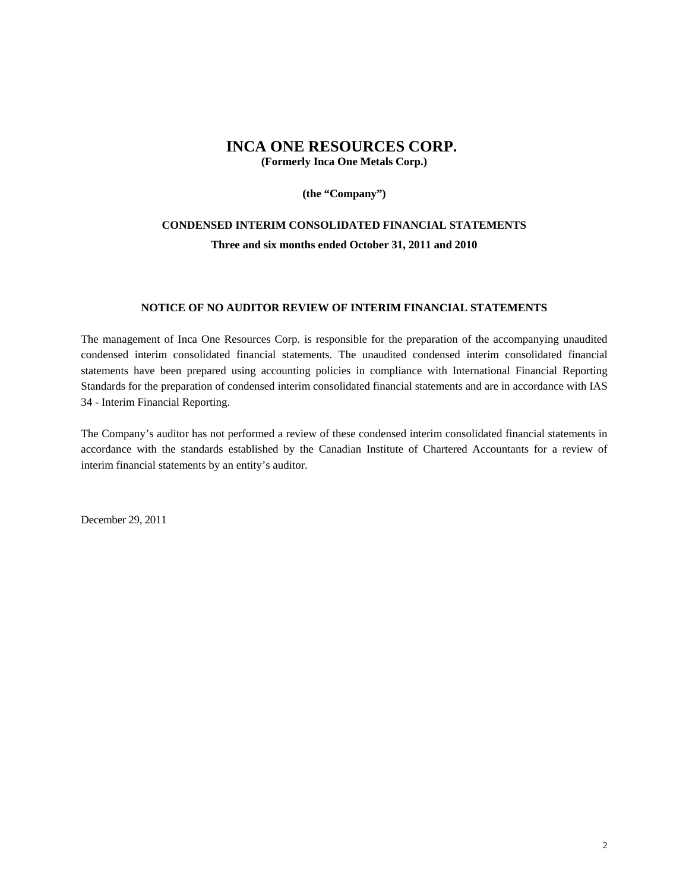# INCA ONE RESOURCES CORP.

**(Formerly Inca One Metals Corp.)**

**(the "Company")**

## CONDENSED INTERIM CONSOLIDATED FINANCIAL STATEMENTS

**Three and six months ended October 31, 2011 and 2010**

### NOTICE OF NO AUDITOR REVIEW OF INTERIM FINANCIAL STATEMENTS

The management of Inca One Resources Corp. is responsible for the preparation of the accompanying unaudited condensed interim consolidated financial statements. The unaudited condensed interim consolidated financial statements have been prepared using accounting policies in compliance with International Financial Reporting Standards for the preparation of condensed interim consolidated financial statements and are in accordance with IAS 34 - Interim Financial Reporting.

The Company's auditor has not performed a review of these condensed interim consolidated financial statements in accordance with the standards established by the Canadian Institute of Chartered Accountants for a review of interim financial statements by an entity's auditor.

December 29, 2011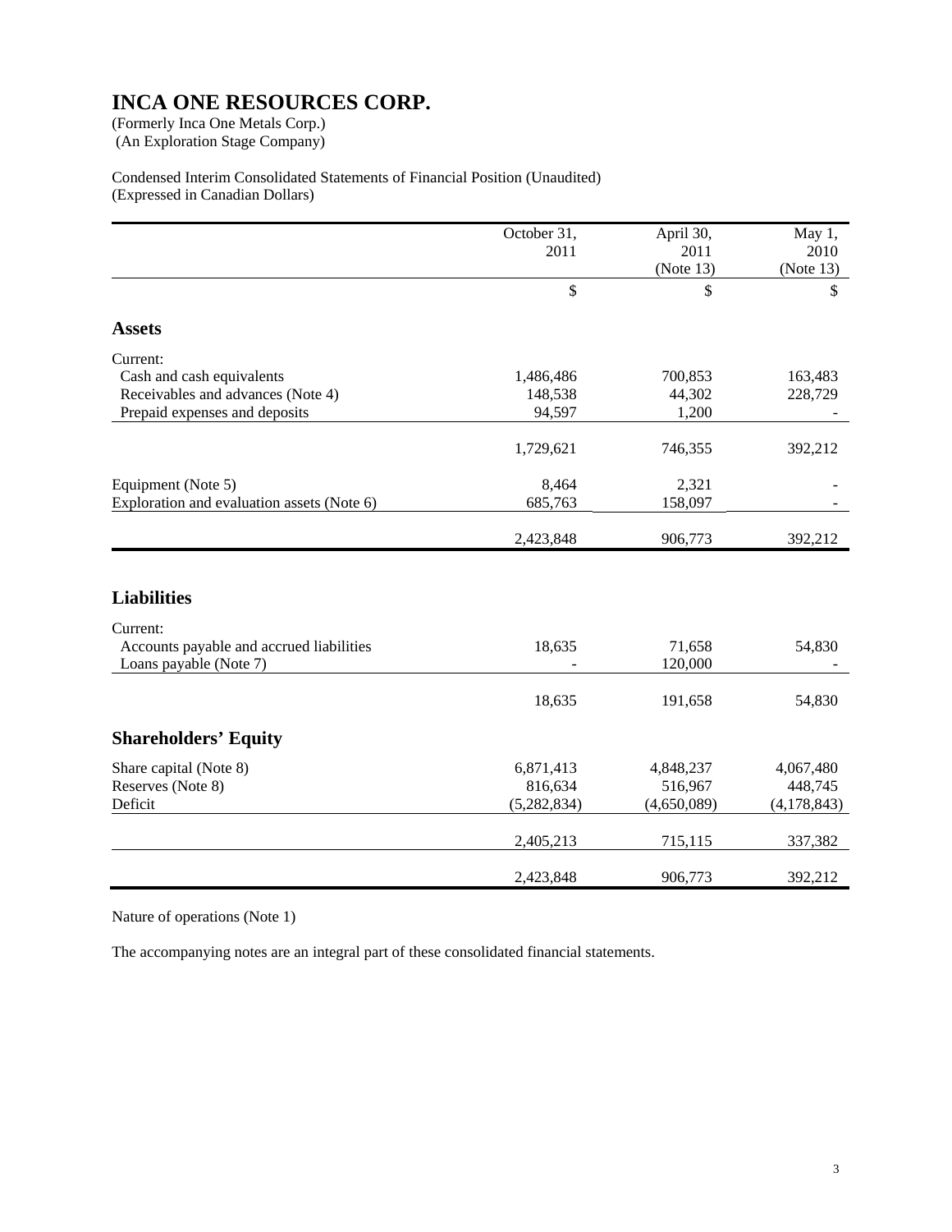# INCA ONE RESOURCES CORP.

(Formerly Inca One Metals Corp.)
(An Exploration Stage Company)

Condensed Interim Consolidated Statements of Financial Position (Unaudited)
(Expressed in Canadian Dollars)

| | October 31, 2011 | April 30, 2011 (Note 13) | May 1, 2010 (Note 13) |
|---|---|---|---|
| | $ | $ | $ |
| **Assets** | | | |
| Current: | | | |
| Cash and cash equivalents | 1,486,486 | 700,853 | 163,483 |
| Receivables and advances (Note 4) | 148,538 | 44,302 | 228,729 |
| Prepaid expenses and deposits | 94,597 | 1,200 | - |
| | 1,729,621 | 746,355 | 392,212 |
| Equipment (Note 5) | 8,464 | 2,321 | - |
| Exploration and evaluation assets (Note 6) | 685,763 | 158,097 | - |
| | 2,423,848 | 906,773 | 392,212 |
| **Liabilities** | | | |
| Current: | | | |
| Accounts payable and accrued liabilities | 18,635 | 71,658 | 54,830 |
| Loans payable (Note 7) | - | 120,000 | - |
| | 18,635 | 191,658 | 54,830 |
| **Shareholders' Equity** | | | |
| Share capital (Note 8) | 6,871,413 | 4,848,237 | 4,067,480 |
| Reserves (Note 8) | 816,634 | 516,967 | 448,745 |
| Deficit | (5,282,834) | (4,650,089) | (4,178,843) |
| | 2,405,213 | 715,115 | 337,382 |
| | 2,423,848 | 906,773 | 392,212 |

Nature of operations (Note 1)

The accompanying notes are an integral part of these consolidated financial statements.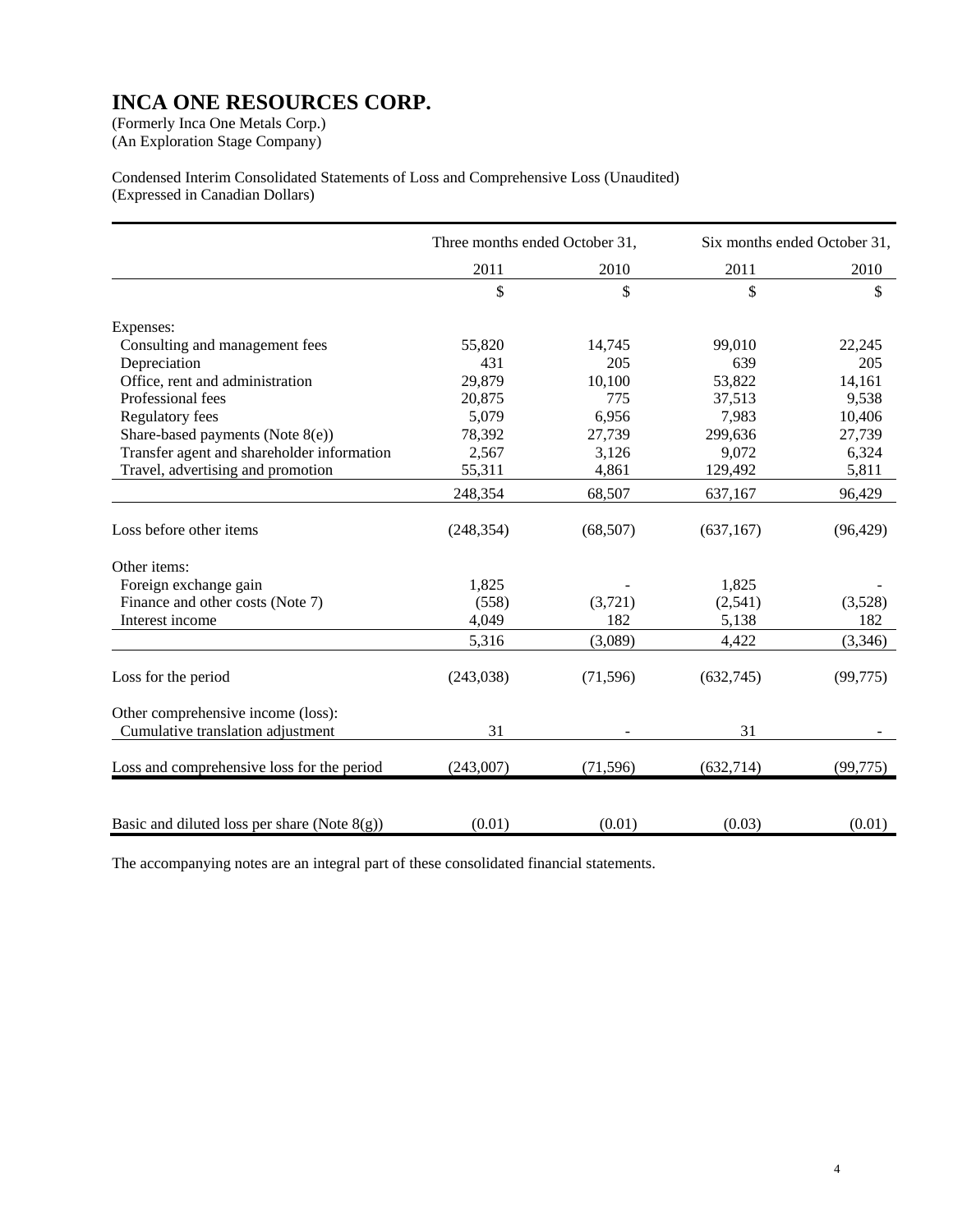# INCA ONE RESOURCES CORP.

(Formerly Inca One Metals Corp.)
(An Exploration Stage Company)

Condensed Interim Consolidated Statements of Loss and Comprehensive Loss (Unaudited)
(Expressed in Canadian Dollars)

| | Three months ended October 31, | | Six months ended October 31, | |
|---|---|---|---|---|
| | 2011 | 2010 | 2011 | 2010 |
| | $ | $ | $ | $ |
| Expenses: | | | | |
| Consulting and management fees | 55,820 | 14,745 | 99,010 | 22,245 |
| Depreciation | 431 | 205 | 639 | 205 |
| Office, rent and administration | 29,879 | 10,100 | 53,822 | 14,161 |
| Professional fees | 20,875 | 775 | 37,513 | 9,538 |
| Regulatory fees | 5,079 | 6,956 | 7,983 | 10,406 |
| Share-based payments (Note 8(e)) | 78,392 | 27,739 | 299,636 | 27,739 |
| Transfer agent and shareholder information | 2,567 | 3,126 | 9,072 | 6,324 |
| Travel, advertising and promotion | 55,311 | 4,861 | 129,492 | 5,811 |
| | 248,354 | 68,507 | 637,167 | 96,429 |
| Loss before other items | (248,354) | (68,507) | (637,167) | (96,429) |
| Other items: | | | | |
| Foreign exchange gain | 1,825 | - | 1,825 | - |
| Finance and other costs (Note 7) | (558) | (3,721) | (2,541) | (3,528) |
| Interest income | 4,049 | 182 | 5,138 | 182 |
| | 5,316 | (3,089) | 4,422 | (3,346) |
| Loss for the period | (243,038) | (71,596) | (632,745) | (99,775) |
| Other comprehensive income (loss): | | | | |
| Cumulative translation adjustment | 31 | - | 31 | - |
| Loss and comprehensive loss for the period | (243,007) | (71,596) | (632,714) | (99,775) |
| Basic and diluted loss per share (Note 8(g)) | (0.01) | (0.01) | (0.03) | (0.01) |

The accompanying notes are an integral part of these consolidated financial statements.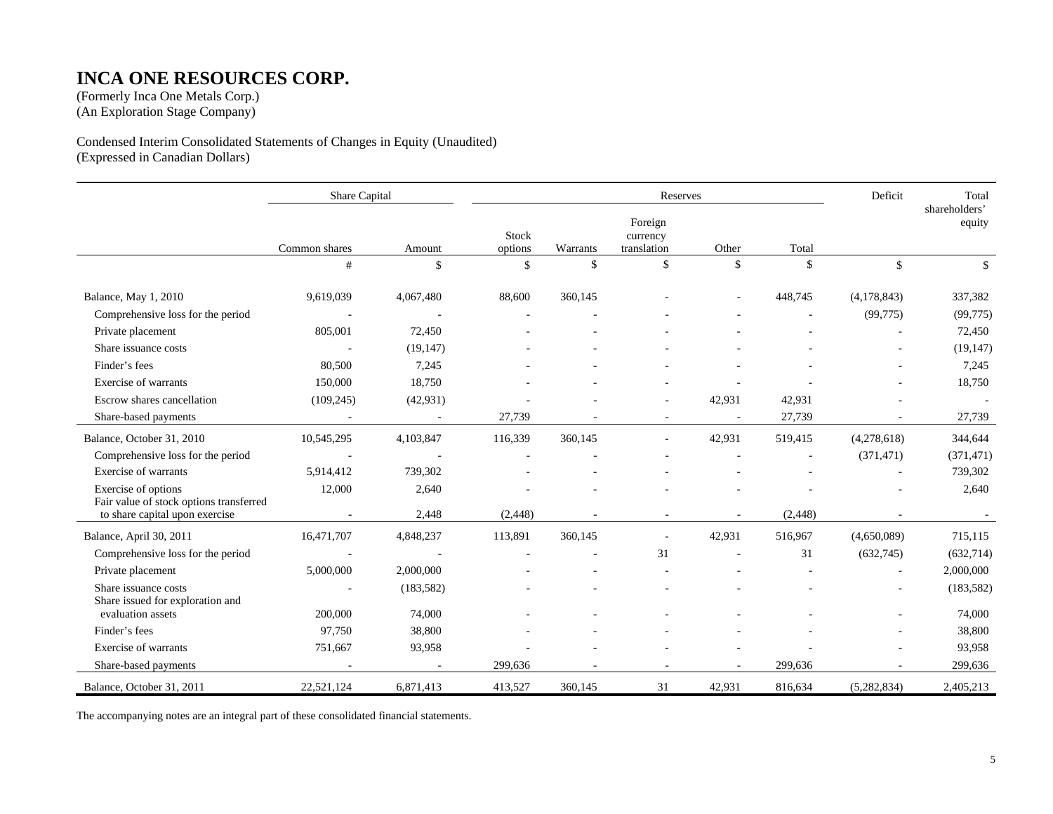# INCA ONE RESOURCES CORP.

(Formerly Inca One Metals Corp.)
(An Exploration Stage Company)

Condensed Interim Consolidated Statements of Changes in Equity (Unaudited)
(Expressed in Canadian Dollars)

| | Share Capital | | Reserves | | | | | Deficit | Total shareholders' equity |
|---|---|---|---|---|---|---|---|---|---|
| | Common shares | Amount | Stock options | Warrants | Foreign currency translation | Other | Total | | |
| | # | $ | $ | $ | $ | $ | $ | $ | $ |
| Balance, May 1, 2010 | 9,619,039 | 4,067,480 | 88,600 | 360,145 | - | - | 448,745 | (4,178,843) | 337,382 |
| Comprehensive loss for the period | - | - | - | - | - | - | - | (99,775) | (99,775) |
| Private placement | 805,001 | 72,450 | - | - | - | - | - | - | 72,450 |
| Share issuance costs | - | (19,147) | - | - | - | - | - | - | (19,147) |
| Finder's fees | 80,500 | 7,245 | - | - | - | - | - | - | 7,245 |
| Exercise of warrants | 150,000 | 18,750 | - | - | - | - | - | - | 18,750 |
| Escrow shares cancellation | (109,245) | (42,931) | - | - | - | 42,931 | 42,931 | - | - |
| Share-based payments | - | - | 27,739 | - | - | - | 27,739 | - | 27,739 |
| Balance, October 31, 2010 | 10,545,295 | 4,103,847 | 116,339 | 360,145 | - | 42,931 | 519,415 | (4,278,618) | 344,644 |
| Comprehensive loss for the period | - | - | - | - | - | - | - | (371,471) | (371,471) |
| Exercise of warrants | 5,914,412 | 739,302 | - | - | - | - | - | - | 739,302 |
| Exercise of options | 12,000 | 2,640 | - | - | - | - | - | - | 2,640 |
| Fair value of stock options transferred to share capital upon exercise | - | 2,448 | (2,448) | - | - | - | (2,448) | - | - |
| Balance, April 30, 2011 | 16,471,707 | 4,848,237 | 113,891 | 360,145 | - | 42,931 | 516,967 | (4,650,089) | 715,115 |
| Comprehensive loss for the period | - | - | - | - | 31 | - | 31 | (632,745) | (632,714) |
| Private placement | 5,000,000 | 2,000,000 | - | - | - | - | - | - | 2,000,000 |
| Share issuance costs | - | (183,582) | - | - | - | - | - | - | (183,582) |
| Share issued for exploration and evaluation assets | 200,000 | 74,000 | - | - | - | - | - | - | 74,000 |
| Finder's fees | 97,750 | 38,800 | - | - | - | - | - | - | 38,800 |
| Exercise of warrants | 751,667 | 93,958 | - | - | - | - | - | - | 93,958 |
| Share-based payments | - | - | 299,636 | - | - | - | 299,636 | - | 299,636 |
| Balance, October 31, 2011 | 22,521,124 | 6,871,413 | 413,527 | 360,145 | 31 | 42,931 | 816,634 | (5,282,834) | 2,405,213 |

The accompanying notes are an integral part of these consolidated financial statements.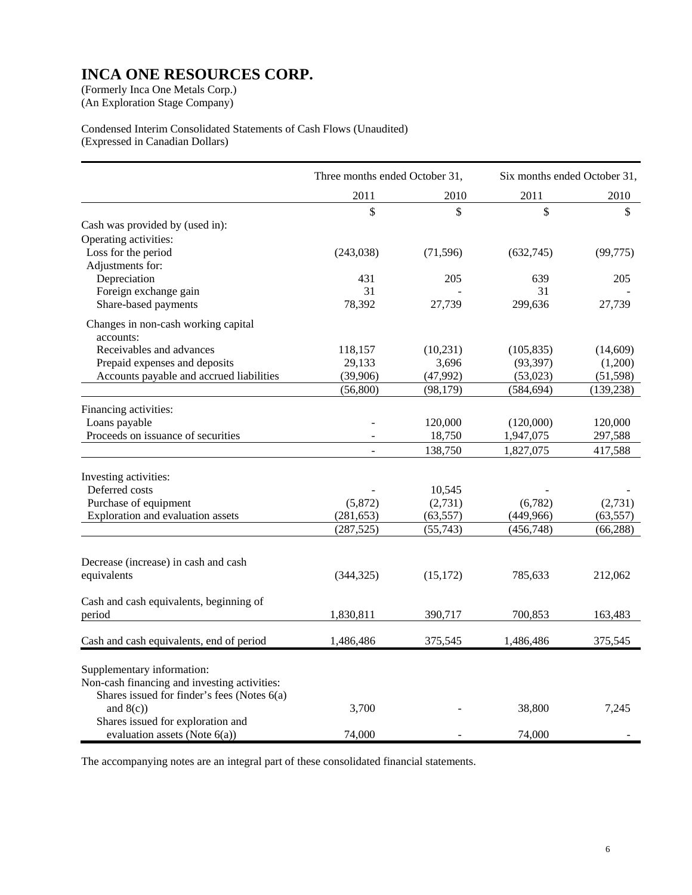# INCA ONE RESOURCES CORP.

(Formerly Inca One Metals Corp.)
(An Exploration Stage Company)

Condensed Interim Consolidated Statements of Cash Flows (Unaudited)
(Expressed in Canadian Dollars)

| | Three months ended October 31, | | Six months ended October 31, | |
|---|---|---|---|---|
| | 2011 | 2010 | 2011 | 2010 |
| | $ | $ | $ | $ |
| Cash was provided by (used in): | | | | |
| Operating activities: | | | | |
| Loss for the period | (243,038) | (71,596) | (632,745) | (99,775) |
| Adjustments for: | | | | |
| Depreciation | 431 | 205 | 639 | 205 |
| Foreign exchange gain | 31 | - | 31 | - |
| Share-based payments | 78,392 | 27,739 | 299,636 | 27,739 |
| Changes in non-cash working capital accounts: | | | | |
| Receivables and advances | 118,157 | (10,231) | (105,835) | (14,609) |
| Prepaid expenses and deposits | 29,133 | 3,696 | (93,397) | (1,200) |
| Accounts payable and accrued liabilities | (39,906) | (47,992) | (53,023) | (51,598) |
| | (56,800) | (98,179) | (584,694) | (139,238) |
| Financing activities: | | | | |
| Loans payable | - | 120,000 | (120,000) | 120,000 |
| Proceeds on issuance of securities | - | 18,750 | 1,947,075 | 297,588 |
| | - | 138,750 | 1,827,075 | 417,588 |
| Investing activities: | | | | |
| Deferred costs | - | 10,545 | - | - |
| Purchase of equipment | (5,872) | (2,731) | (6,782) | (2,731) |
| Exploration and evaluation assets | (281,653) | (63,557) | (449,966) | (63,557) |
| | (287,525) | (55,743) | (456,748) | (66,288) |
| Decrease (increase) in cash and cash equivalents | (344,325) | (15,172) | 785,633 | 212,062 |
| Cash and cash equivalents, beginning of period | 1,830,811 | 390,717 | 700,853 | 163,483 |
| Cash and cash equivalents, end of period | 1,486,486 | 375,545 | 1,486,486 | 375,545 |
| Supplementary information: | | | | |
| Non-cash financing and investing activities: | | | | |
| Shares issued for finder's fees (Notes 6(a) and 8(c)) | 3,700 | - | 38,800 | 7,245 |
| Shares issued for exploration and evaluation assets (Note 6(a)) | 74,000 | - | 74,000 | - |

The accompanying notes are an integral part of these consolidated financial statements.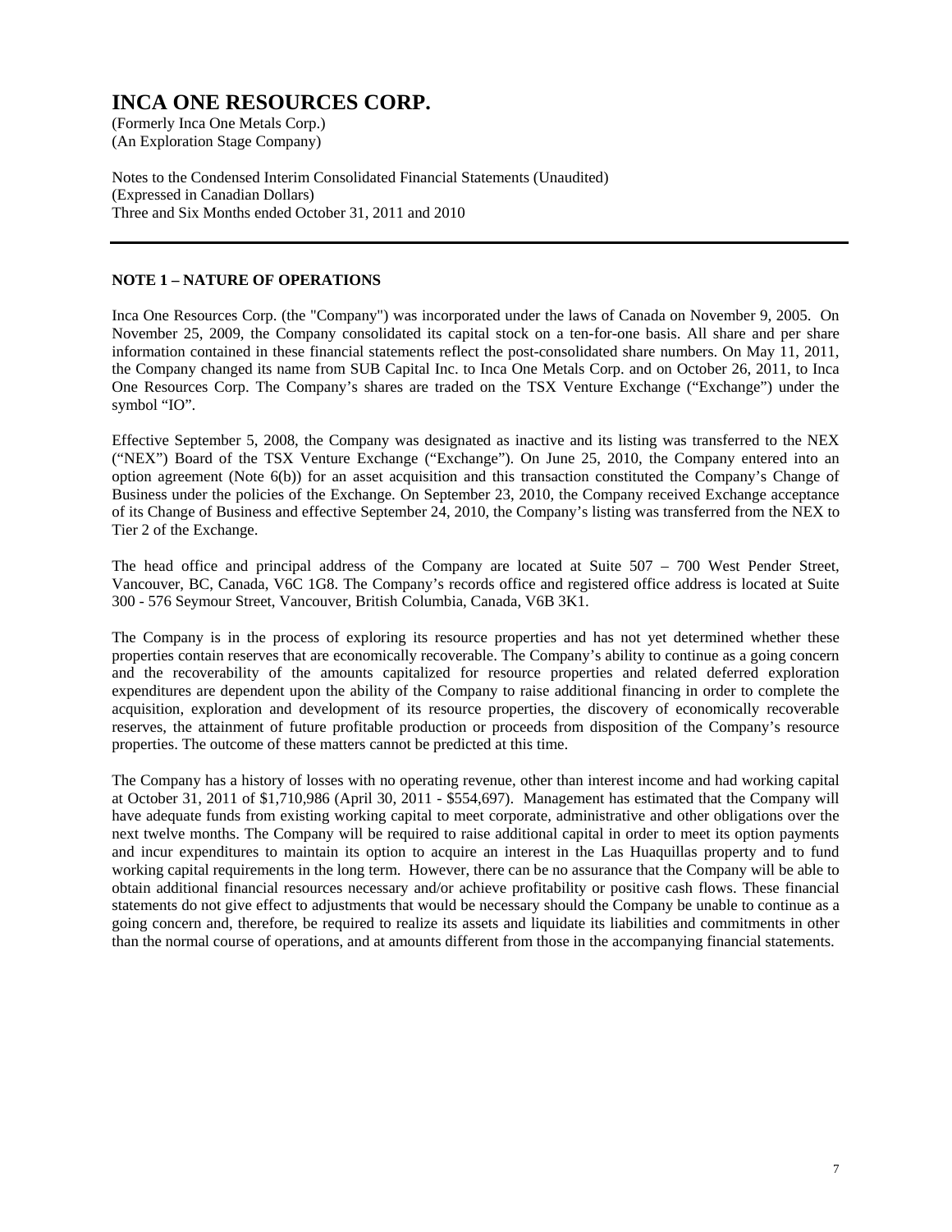# INCA ONE RESOURCES CORP.

(Formerly Inca One Metals Corp.)
(An Exploration Stage Company)

Notes to the Condensed Interim Consolidated Financial Statements (Unaudited)
(Expressed in Canadian Dollars)
Three and Six Months ended October 31, 2011 and 2010

---

**NOTE 1 – NATURE OF OPERATIONS**

Inca One Resources Corp. (the "Company") was incorporated under the laws of Canada on November 9, 2005. On November 25, 2009, the Company consolidated its capital stock on a ten-for-one basis. All share and per share information contained in these financial statements reflect the post-consolidated share numbers. On May 11, 2011, the Company changed its name from SUB Capital Inc. to Inca One Metals Corp. and on October 26, 2011, to Inca One Resources Corp. The Company's shares are traded on the TSX Venture Exchange ("Exchange") under the symbol "IO".

Effective September 5, 2008, the Company was designated as inactive and its listing was transferred to the NEX ("NEX") Board of the TSX Venture Exchange ("Exchange"). On June 25, 2010, the Company entered into an option agreement (Note 6(b)) for an asset acquisition and this transaction constituted the Company's Change of Business under the policies of the Exchange. On September 23, 2010, the Company received Exchange acceptance of its Change of Business and effective September 24, 2010, the Company's listing was transferred from the NEX to Tier 2 of the Exchange.

The head office and principal address of the Company are located at Suite 507 – 700 West Pender Street, Vancouver, BC, Canada, V6C 1G8. The Company's records office and registered office address is located at Suite 300 - 576 Seymour Street, Vancouver, British Columbia, Canada, V6B 3K1.

The Company is in the process of exploring its resource properties and has not yet determined whether these properties contain reserves that are economically recoverable. The Company's ability to continue as a going concern and the recoverability of the amounts capitalized for resource properties and related deferred exploration expenditures are dependent upon the ability of the Company to raise additional financing in order to complete the acquisition, exploration and development of its resource properties, the discovery of economically recoverable reserves, the attainment of future profitable production or proceeds from disposition of the Company's resource properties. The outcome of these matters cannot be predicted at this time.

The Company has a history of losses with no operating revenue, other than interest income and had working capital at October 31, 2011 of $1,710,986 (April 30, 2011 - $554,697). Management has estimated that the Company will have adequate funds from existing working capital to meet corporate, administrative and other obligations over the next twelve months. The Company will be required to raise additional capital in order to meet its option payments and incur expenditures to maintain its option to acquire an interest in the Las Huaquillas property and to fund working capital requirements in the long term. However, there can be no assurance that the Company will be able to obtain additional financial resources necessary and/or achieve profitability or positive cash flows. These financial statements do not give effect to adjustments that would be necessary should the Company be unable to continue as a going concern and, therefore, be required to realize its assets and liquidate its liabilities and commitments in other than the normal course of operations, and at amounts different from those in the accompanying financial statements.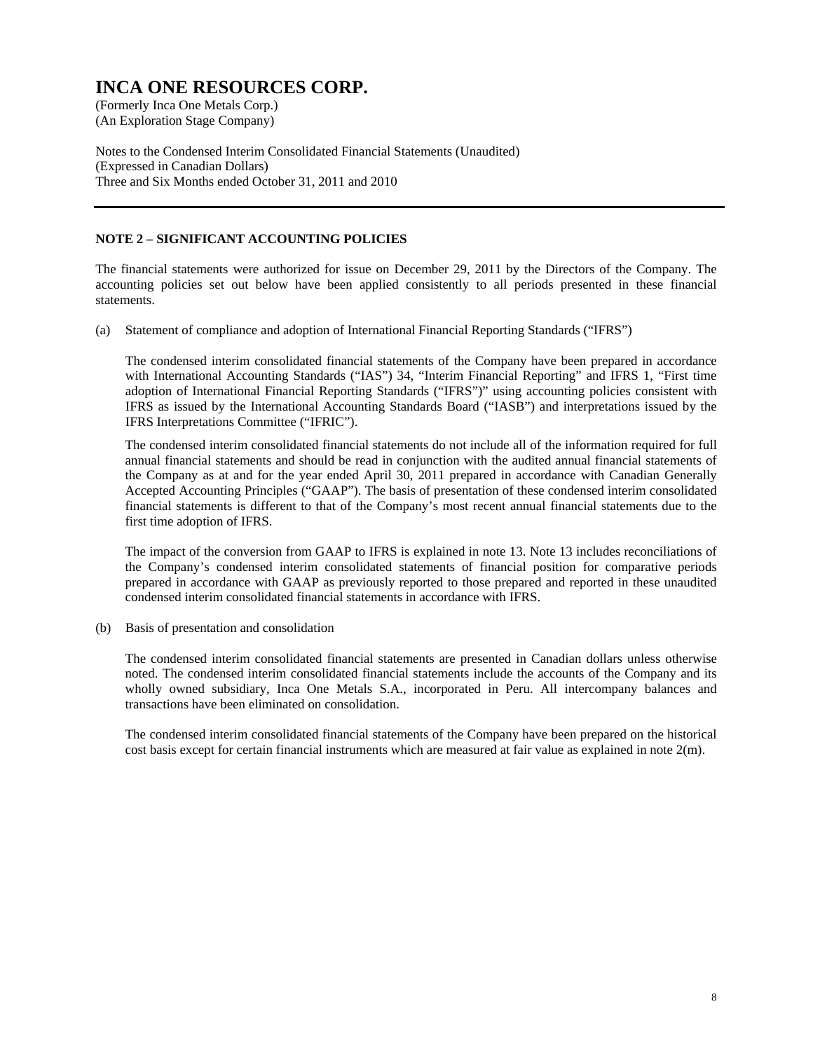# INCA ONE RESOURCES CORP.

(Formerly Inca One Metals Corp.)
(An Exploration Stage Company)

Notes to the Condensed Interim Consolidated Financial Statements (Unaudited)
(Expressed in Canadian Dollars)
Three and Six Months ended October 31, 2011 and 2010

## NOTE 2 – SIGNIFICANT ACCOUNTING POLICIES

The financial statements were authorized for issue on December 29, 2011 by the Directors of the Company. The accounting policies set out below have been applied consistently to all periods presented in these financial statements.

(a) Statement of compliance and adoption of International Financial Reporting Standards ("IFRS")

The condensed interim consolidated financial statements of the Company have been prepared in accordance with International Accounting Standards ("IAS") 34, "Interim Financial Reporting" and IFRS 1, "First time adoption of International Financial Reporting Standards ("IFRS")" using accounting policies consistent with IFRS as issued by the International Accounting Standards Board ("IASB") and interpretations issued by the IFRS Interpretations Committee ("IFRIC").

The condensed interim consolidated financial statements do not include all of the information required for full annual financial statements and should be read in conjunction with the audited annual financial statements of the Company as at and for the year ended April 30, 2011 prepared in accordance with Canadian Generally Accepted Accounting Principles ("GAAP"). The basis of presentation of these condensed interim consolidated financial statements is different to that of the Company's most recent annual financial statements due to the first time adoption of IFRS.

The impact of the conversion from GAAP to IFRS is explained in note 13. Note 13 includes reconciliations of the Company's condensed interim consolidated statements of financial position for comparative periods prepared in accordance with GAAP as previously reported to those prepared and reported in these unaudited condensed interim consolidated financial statements in accordance with IFRS.

(b) Basis of presentation and consolidation

The condensed interim consolidated financial statements are presented in Canadian dollars unless otherwise noted. The condensed interim consolidated financial statements include the accounts of the Company and its wholly owned subsidiary, Inca One Metals S.A., incorporated in Peru. All intercompany balances and transactions have been eliminated on consolidation.

The condensed interim consolidated financial statements of the Company have been prepared on the historical cost basis except for certain financial instruments which are measured at fair value as explained in note 2(m).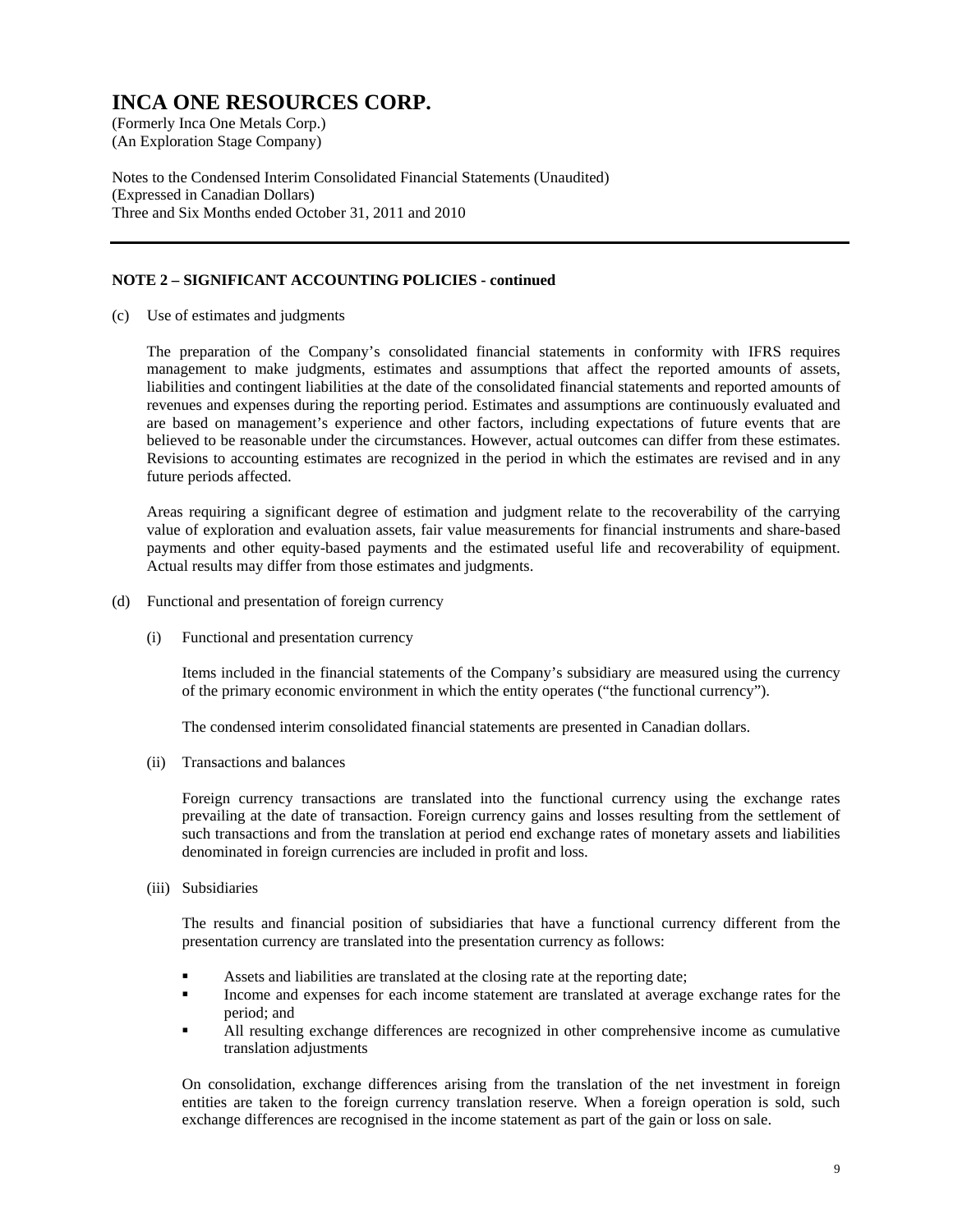# INCA ONE RESOURCES CORP.

(Formerly Inca One Metals Corp.)
(An Exploration Stage Company)

Notes to the Condensed Interim Consolidated Financial Statements (Unaudited)
(Expressed in Canadian Dollars)
Three and Six Months ended October 31, 2011 and 2010

---

**NOTE 2 – SIGNIFICANT ACCOUNTING POLICIES - continued**

(c) Use of estimates and judgments

The preparation of the Company's consolidated financial statements in conformity with IFRS requires management to make judgments, estimates and assumptions that affect the reported amounts of assets, liabilities and contingent liabilities at the date of the consolidated financial statements and reported amounts of revenues and expenses during the reporting period. Estimates and assumptions are continuously evaluated and are based on management's experience and other factors, including expectations of future events that are believed to be reasonable under the circumstances. However, actual outcomes can differ from these estimates. Revisions to accounting estimates are recognized in the period in which the estimates are revised and in any future periods affected.

Areas requiring a significant degree of estimation and judgment relate to the recoverability of the carrying value of exploration and evaluation assets, fair value measurements for financial instruments and share-based payments and other equity-based payments and the estimated useful life and recoverability of equipment. Actual results may differ from those estimates and judgments.

(d) Functional and presentation of foreign currency

(i) Functional and presentation currency

Items included in the financial statements of the Company's subsidiary are measured using the currency of the primary economic environment in which the entity operates ("the functional currency").

The condensed interim consolidated financial statements are presented in Canadian dollars.

(ii) Transactions and balances

Foreign currency transactions are translated into the functional currency using the exchange rates prevailing at the date of transaction. Foreign currency gains and losses resulting from the settlement of such transactions and from the translation at period end exchange rates of monetary assets and liabilities denominated in foreign currencies are included in profit and loss.

(iii) Subsidiaries

The results and financial position of subsidiaries that have a functional currency different from the presentation currency are translated into the presentation currency as follows:

- Assets and liabilities are translated at the closing rate at the reporting date;
- Income and expenses for each income statement are translated at average exchange rates for the period; and
- All resulting exchange differences are recognized in other comprehensive income as cumulative translation adjustments

On consolidation, exchange differences arising from the translation of the net investment in foreign entities are taken to the foreign currency translation reserve. When a foreign operation is sold, such exchange differences are recognised in the income statement as part of the gain or loss on sale.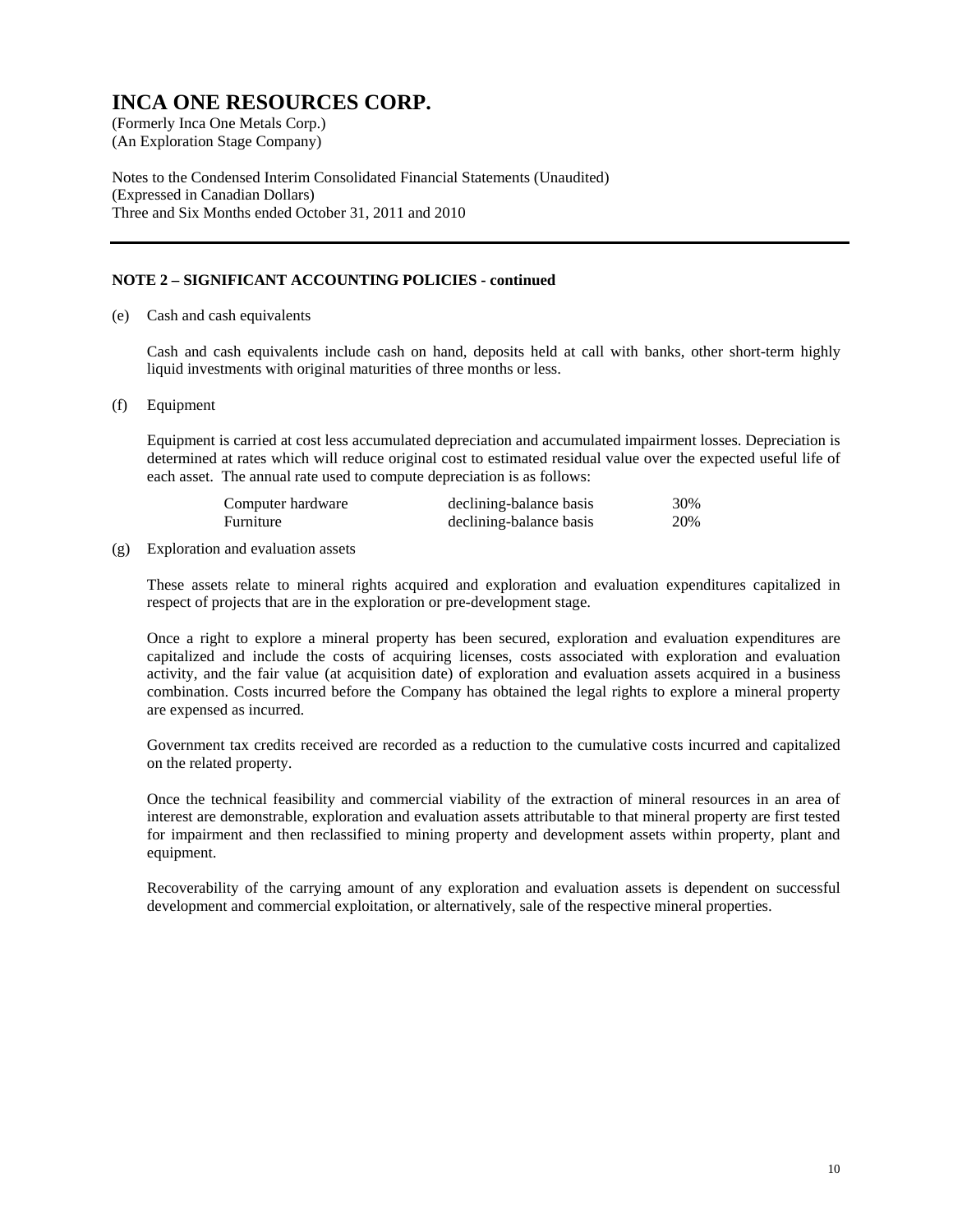# INCA ONE RESOURCES CORP.

(Formerly Inca One Metals Corp.)
(An Exploration Stage Company)

Notes to the Condensed Interim Consolidated Financial Statements (Unaudited)
(Expressed in Canadian Dollars)
Three and Six Months ended October 31, 2011 and 2010

**NOTE 2 – SIGNIFICANT ACCOUNTING POLICIES - continued**

(e) Cash and cash equivalents

Cash and cash equivalents include cash on hand, deposits held at call with banks, other short-term highly liquid investments with original maturities of three months or less.

(f) Equipment

Equipment is carried at cost less accumulated depreciation and accumulated impairment losses. Depreciation is determined at rates which will reduce original cost to estimated residual value over the expected useful life of each asset. The annual rate used to compute depreciation is as follows:

| | | |
|---|---|---|
| Computer hardware | declining-balance basis | 30% |
| Furniture | declining-balance basis | 20% |

(g) Exploration and evaluation assets

These assets relate to mineral rights acquired and exploration and evaluation expenditures capitalized in respect of projects that are in the exploration or pre-development stage.

Once a right to explore a mineral property has been secured, exploration and evaluation expenditures are capitalized and include the costs of acquiring licenses, costs associated with exploration and evaluation activity, and the fair value (at acquisition date) of exploration and evaluation assets acquired in a business combination. Costs incurred before the Company has obtained the legal rights to explore a mineral property are expensed as incurred.

Government tax credits received are recorded as a reduction to the cumulative costs incurred and capitalized on the related property.

Once the technical feasibility and commercial viability of the extraction of mineral resources in an area of interest are demonstrable, exploration and evaluation assets attributable to that mineral property are first tested for impairment and then reclassified to mining property and development assets within property, plant and equipment.

Recoverability of the carrying amount of any exploration and evaluation assets is dependent on successful development and commercial exploitation, or alternatively, sale of the respective mineral properties.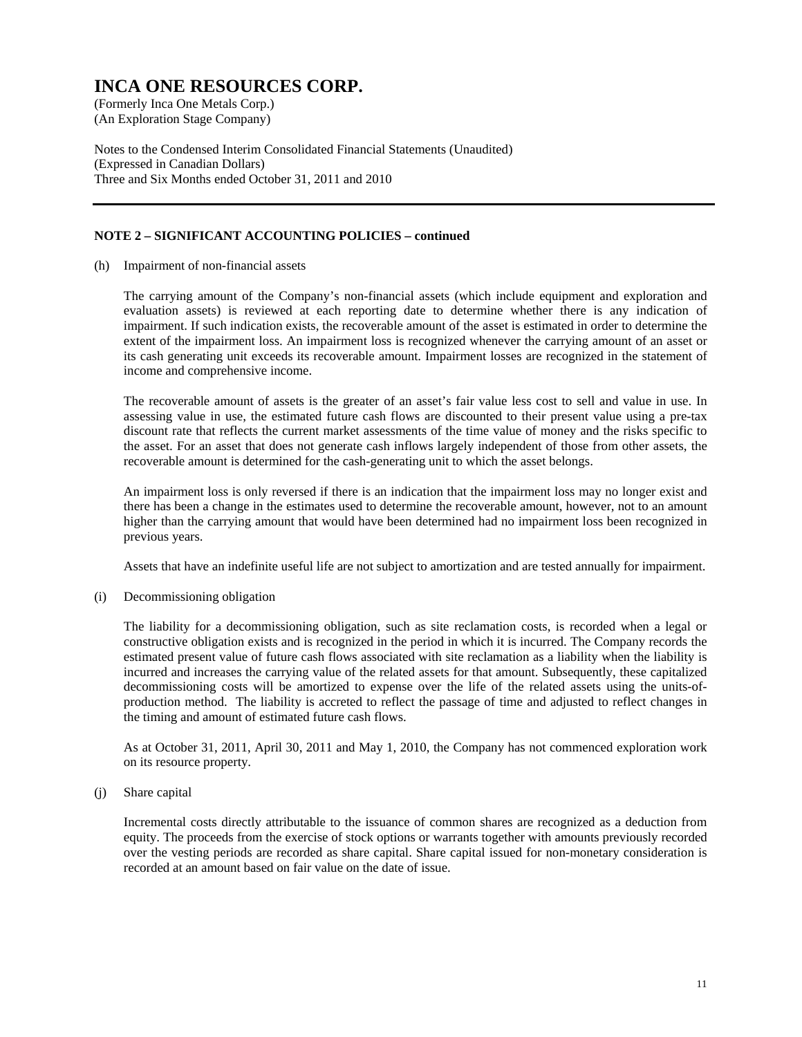# INCA ONE RESOURCES CORP.

(Formerly Inca One Metals Corp.)
(An Exploration Stage Company)

Notes to the Condensed Interim Consolidated Financial Statements (Unaudited)
(Expressed in Canadian Dollars)
Three and Six Months ended October 31, 2011 and 2010

---

**NOTE 2 – SIGNIFICANT ACCOUNTING POLICIES – continued**

(h) Impairment of non-financial assets

The carrying amount of the Company's non-financial assets (which include equipment and exploration and evaluation assets) is reviewed at each reporting date to determine whether there is any indication of impairment. If such indication exists, the recoverable amount of the asset is estimated in order to determine the extent of the impairment loss. An impairment loss is recognized whenever the carrying amount of an asset or its cash generating unit exceeds its recoverable amount. Impairment losses are recognized in the statement of income and comprehensive income.

The recoverable amount of assets is the greater of an asset's fair value less cost to sell and value in use. In assessing value in use, the estimated future cash flows are discounted to their present value using a pre-tax discount rate that reflects the current market assessments of the time value of money and the risks specific to the asset. For an asset that does not generate cash inflows largely independent of those from other assets, the recoverable amount is determined for the cash-generating unit to which the asset belongs.

An impairment loss is only reversed if there is an indication that the impairment loss may no longer exist and there has been a change in the estimates used to determine the recoverable amount, however, not to an amount higher than the carrying amount that would have been determined had no impairment loss been recognized in previous years.

Assets that have an indefinite useful life are not subject to amortization and are tested annually for impairment.

(i) Decommissioning obligation

The liability for a decommissioning obligation, such as site reclamation costs, is recorded when a legal or constructive obligation exists and is recognized in the period in which it is incurred. The Company records the estimated present value of future cash flows associated with site reclamation as a liability when the liability is incurred and increases the carrying value of the related assets for that amount. Subsequently, these capitalized decommissioning costs will be amortized to expense over the life of the related assets using the units-of-production method. The liability is accreted to reflect the passage of time and adjusted to reflect changes in the timing and amount of estimated future cash flows.

As at October 31, 2011, April 30, 2011 and May 1, 2010, the Company has not commenced exploration work on its resource property.

(j) Share capital

Incremental costs directly attributable to the issuance of common shares are recognized as a deduction from equity. The proceeds from the exercise of stock options or warrants together with amounts previously recorded over the vesting periods are recorded as share capital. Share capital issued for non-monetary consideration is recorded at an amount based on fair value on the date of issue.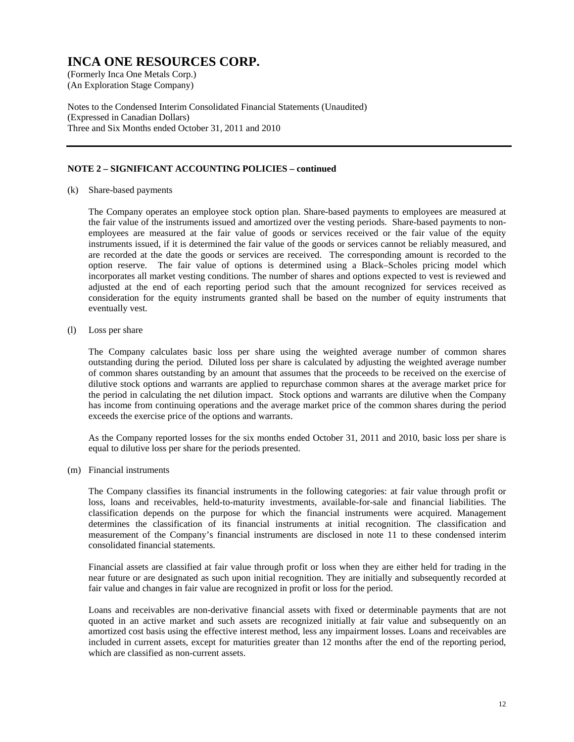# INCA ONE RESOURCES CORP.

(Formerly Inca One Metals Corp.)
(An Exploration Stage Company)

Notes to the Condensed Interim Consolidated Financial Statements (Unaudited)
(Expressed in Canadian Dollars)
Three and Six Months ended October 31, 2011 and 2010

---

**NOTE 2 – SIGNIFICANT ACCOUNTING POLICIES – continued**

(k) Share-based payments

The Company operates an employee stock option plan. Share-based payments to employees are measured at the fair value of the instruments issued and amortized over the vesting periods. Share-based payments to non-employees are measured at the fair value of goods or services received or the fair value of the equity instruments issued, if it is determined the fair value of the goods or services cannot be reliably measured, and are recorded at the date the goods or services are received. The corresponding amount is recorded to the option reserve. The fair value of options is determined using a Black–Scholes pricing model which incorporates all market vesting conditions. The number of shares and options expected to vest is reviewed and adjusted at the end of each reporting period such that the amount recognized for services received as consideration for the equity instruments granted shall be based on the number of equity instruments that eventually vest.

(l) Loss per share

The Company calculates basic loss per share using the weighted average number of common shares outstanding during the period. Diluted loss per share is calculated by adjusting the weighted average number of common shares outstanding by an amount that assumes that the proceeds to be received on the exercise of dilutive stock options and warrants are applied to repurchase common shares at the average market price for the period in calculating the net dilution impact. Stock options and warrants are dilutive when the Company has income from continuing operations and the average market price of the common shares during the period exceeds the exercise price of the options and warrants.

As the Company reported losses for the six months ended October 31, 2011 and 2010, basic loss per share is equal to dilutive loss per share for the periods presented.

(m) Financial instruments

The Company classifies its financial instruments in the following categories: at fair value through profit or loss, loans and receivables, held-to-maturity investments, available-for-sale and financial liabilities. The classification depends on the purpose for which the financial instruments were acquired. Management determines the classification of its financial instruments at initial recognition. The classification and measurement of the Company's financial instruments are disclosed in note 11 to these condensed interim consolidated financial statements.

Financial assets are classified at fair value through profit or loss when they are either held for trading in the near future or are designated as such upon initial recognition. They are initially and subsequently recorded at fair value and changes in fair value are recognized in profit or loss for the period.

Loans and receivables are non-derivative financial assets with fixed or determinable payments that are not quoted in an active market and such assets are recognized initially at fair value and subsequently on an amortized cost basis using the effective interest method, less any impairment losses. Loans and receivables are included in current assets, except for maturities greater than 12 months after the end of the reporting period, which are classified as non-current assets.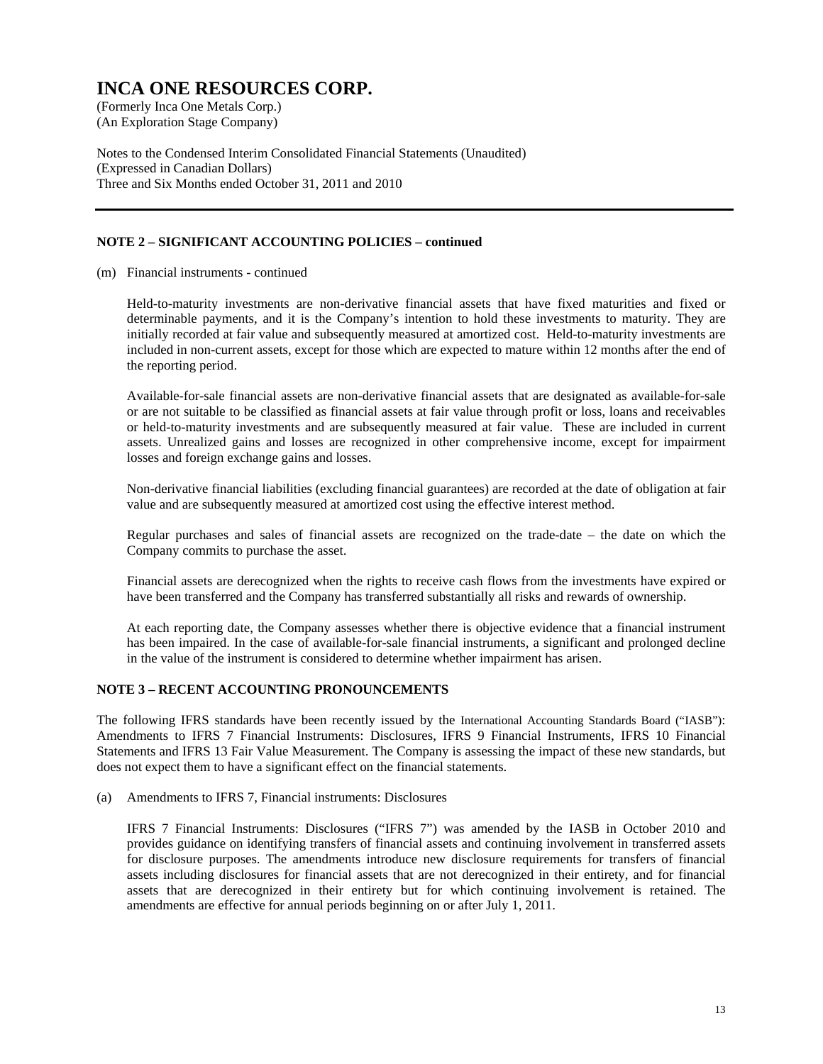# INCA ONE RESOURCES CORP.

(Formerly Inca One Metals Corp.)
(An Exploration Stage Company)

Notes to the Condensed Interim Consolidated Financial Statements (Unaudited)
(Expressed in Canadian Dollars)
Three and Six Months ended October 31, 2011 and 2010

## NOTE 2 – SIGNIFICANT ACCOUNTING POLICIES – continued

(m) Financial instruments - continued

Held-to-maturity investments are non-derivative financial assets that have fixed maturities and fixed or determinable payments, and it is the Company's intention to hold these investments to maturity. They are initially recorded at fair value and subsequently measured at amortized cost. Held-to-maturity investments are included in non-current assets, except for those which are expected to mature within 12 months after the end of the reporting period.

Available-for-sale financial assets are non-derivative financial assets that are designated as available-for-sale or are not suitable to be classified as financial assets at fair value through profit or loss, loans and receivables or held-to-maturity investments and are subsequently measured at fair value. These are included in current assets. Unrealized gains and losses are recognized in other comprehensive income, except for impairment losses and foreign exchange gains and losses.

Non-derivative financial liabilities (excluding financial guarantees) are recorded at the date of obligation at fair value and are subsequently measured at amortized cost using the effective interest method.

Regular purchases and sales of financial assets are recognized on the trade-date – the date on which the Company commits to purchase the asset.

Financial assets are derecognized when the rights to receive cash flows from the investments have expired or have been transferred and the Company has transferred substantially all risks and rewards of ownership.

At each reporting date, the Company assesses whether there is objective evidence that a financial instrument has been impaired. In the case of available-for-sale financial instruments, a significant and prolonged decline in the value of the instrument is considered to determine whether impairment has arisen.

## NOTE 3 – RECENT ACCOUNTING PRONOUNCEMENTS

The following IFRS standards have been recently issued by the International Accounting Standards Board ("IASB"): Amendments to IFRS 7 Financial Instruments: Disclosures, IFRS 9 Financial Instruments, IFRS 10 Financial Statements and IFRS 13 Fair Value Measurement. The Company is assessing the impact of these new standards, but does not expect them to have a significant effect on the financial statements.

(a) Amendments to IFRS 7, Financial instruments: Disclosures

IFRS 7 Financial Instruments: Disclosures ("IFRS 7") was amended by the IASB in October 2010 and provides guidance on identifying transfers of financial assets and continuing involvement in transferred assets for disclosure purposes. The amendments introduce new disclosure requirements for transfers of financial assets including disclosures for financial assets that are not derecognized in their entirety, and for financial assets that are derecognized in their entirety but for which continuing involvement is retained. The amendments are effective for annual periods beginning on or after July 1, 2011.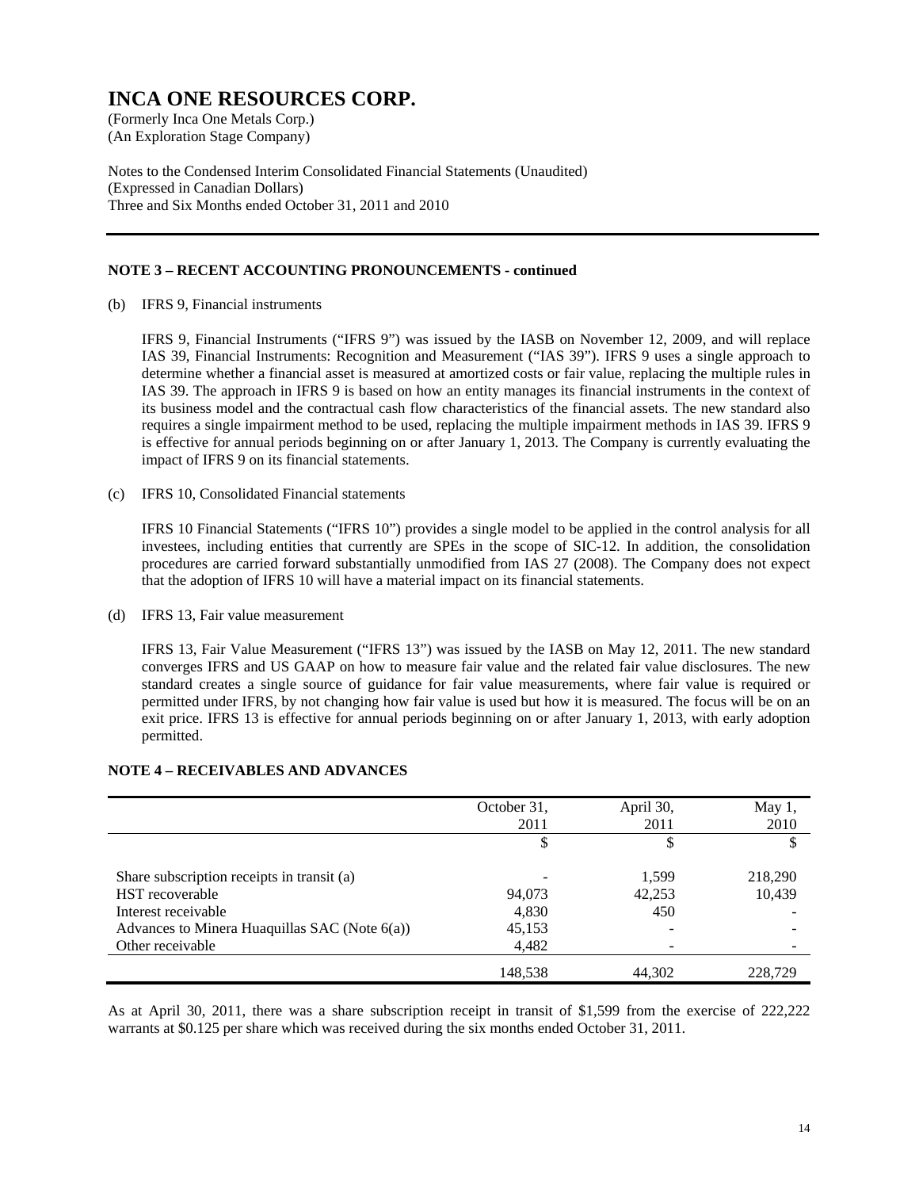# INCA ONE RESOURCES CORP.

(Formerly Inca One Metals Corp.)
(An Exploration Stage Company)

Notes to the Condensed Interim Consolidated Financial Statements (Unaudited)
(Expressed in Canadian Dollars)
Three and Six Months ended October 31, 2011 and 2010

## NOTE 3 – RECENT ACCOUNTING PRONOUNCEMENTS - continued

(b) IFRS 9, Financial instruments

IFRS 9, Financial Instruments ("IFRS 9") was issued by the IASB on November 12, 2009, and will replace IAS 39, Financial Instruments: Recognition and Measurement ("IAS 39"). IFRS 9 uses a single approach to determine whether a financial asset is measured at amortized costs or fair value, replacing the multiple rules in IAS 39. The approach in IFRS 9 is based on how an entity manages its financial instruments in the context of its business model and the contractual cash flow characteristics of the financial assets. The new standard also requires a single impairment method to be used, replacing the multiple impairment methods in IAS 39. IFRS 9 is effective for annual periods beginning on or after January 1, 2013. The Company is currently evaluating the impact of IFRS 9 on its financial statements.

(c) IFRS 10, Consolidated Financial statements

IFRS 10 Financial Statements ("IFRS 10") provides a single model to be applied in the control analysis for all investees, including entities that currently are SPEs in the scope of SIC-12. In addition, the consolidation procedures are carried forward substantially unmodified from IAS 27 (2008). The Company does not expect that the adoption of IFRS 10 will have a material impact on its financial statements.

(d) IFRS 13, Fair value measurement

IFRS 13, Fair Value Measurement ("IFRS 13") was issued by the IASB on May 12, 2011. The new standard converges IFRS and US GAAP on how to measure fair value and the related fair value disclosures. The new standard creates a single source of guidance for fair value measurements, where fair value is required or permitted under IFRS, by not changing how fair value is used but how it is measured. The focus will be on an exit price. IFRS 13 is effective for annual periods beginning on or after January 1, 2013, with early adoption permitted.

## NOTE 4 – RECEIVABLES AND ADVANCES

| | October 31, 2011 | April 30, 2011 | May 1, 2010 |
|---|---|---|---|
| | $ | $ | $ |
| Share subscription receipts in transit (a) | - | 1,599 | 218,290 |
| HST recoverable | 94,073 | 42,253 | 10,439 |
| Interest receivable | 4,830 | 450 | - |
| Advances to Minera Huaquillas SAC (Note 6(a)) | 45,153 | - | - |
| Other receivable | 4,482 | - | - |
| | 148,538 | 44,302 | 228,729 |

As at April 30, 2011, there was a share subscription receipt in transit of $1,599 from the exercise of 222,222 warrants at $0.125 per share which was received during the six months ended October 31, 2011.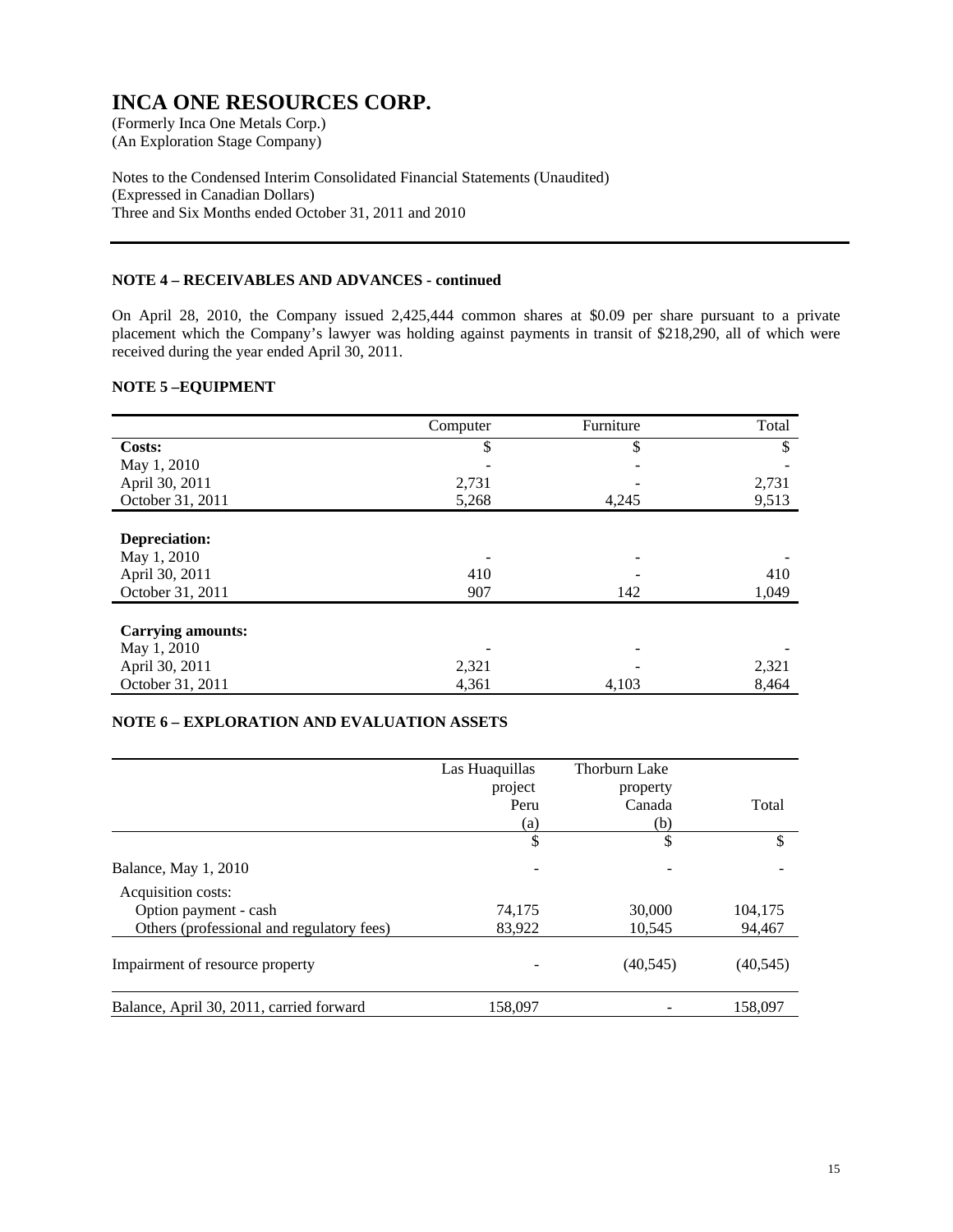# INCA ONE RESOURCES CORP.

(Formerly Inca One Metals Corp.)
(An Exploration Stage Company)

Notes to the Condensed Interim Consolidated Financial Statements (Unaudited)
(Expressed in Canadian Dollars)
Three and Six Months ended October 31, 2011 and 2010

**NOTE 4 – RECEIVABLES AND ADVANCES - continued**

On April 28, 2010, the Company issued 2,425,444 common shares at $0.09 per share pursuant to a private placement which the Company's lawyer was holding against payments in transit of $218,290, all of which were received during the year ended April 30, 2011.

**NOTE 5 –EQUIPMENT**

| | Computer | Furniture | Total |
|---|---|---|---|
| **Costs:** | $ | $ | $ |
| May 1, 2010 | - | - | - |
| April 30, 2011 | 2,731 | - | 2,731 |
| October 31, 2011 | 5,268 | 4,245 | 9,513 |
| **Depreciation:** | | | |
| May 1, 2010 | - | - | - |
| April 30, 2011 | 410 | - | 410 |
| October 31, 2011 | 907 | 142 | 1,049 |
| **Carrying amounts:** | | | |
| May 1, 2010 | - | - | - |
| April 30, 2011 | 2,321 | - | 2,321 |
| October 31, 2011 | 4,361 | 4,103 | 8,464 |

**NOTE 6 – EXPLORATION AND EVALUATION ASSETS**

| | Las Huaquillas project Peru (a) | Thorburn Lake property Canada (b) | Total |
|---|---|---|---|
| | $ | $ | $ |
| Balance, May 1, 2010 | - | - | - |
| Acquisition costs: | | | |
| Option payment - cash | 74,175 | 30,000 | 104,175 |
| Others (professional and regulatory fees) | 83,922 | 10,545 | 94,467 |
| Impairment of resource property | - | (40,545) | (40,545) |
| Balance, April 30, 2011, carried forward | 158,097 | - | 158,097 |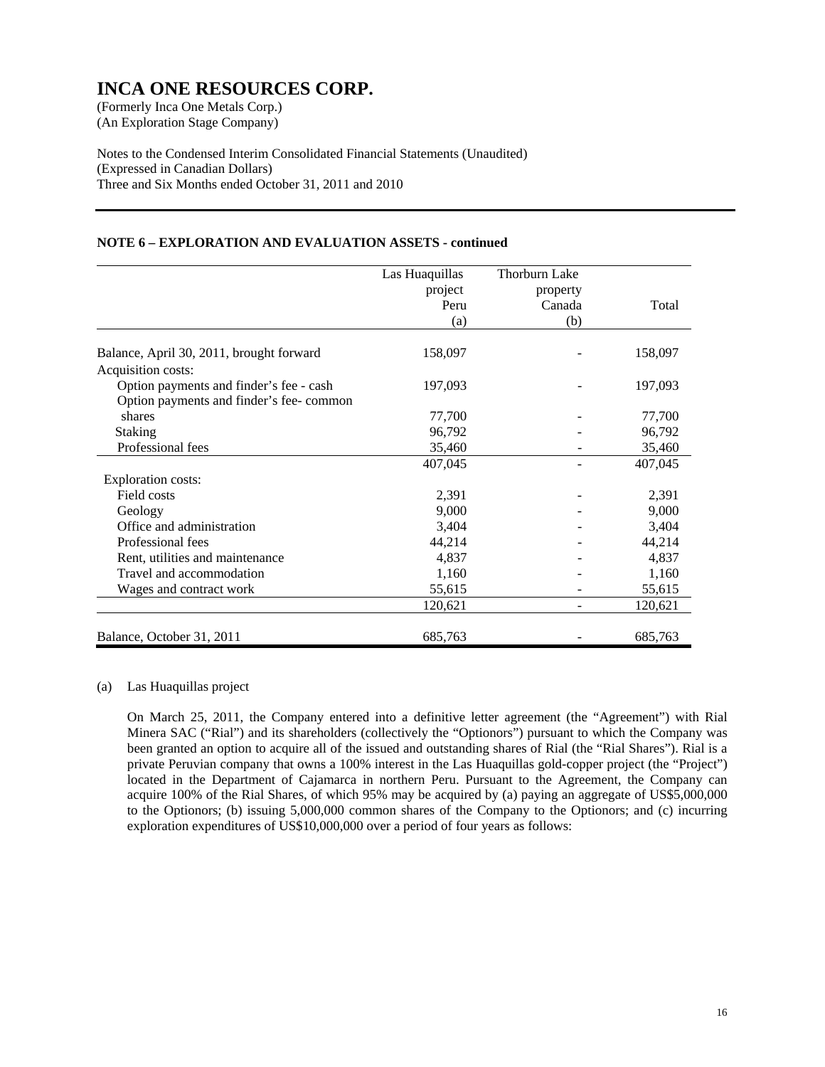**INCA ONE RESOURCES CORP.**
(Formerly Inca One Metals Corp.)
(An Exploration Stage Company)

Notes to the Condensed Interim Consolidated Financial Statements (Unaudited)
(Expressed in Canadian Dollars)
Three and Six Months ended October 31, 2011 and 2010

**NOTE 6 – EXPLORATION AND EVALUATION ASSETS - continued**

| | Las Huaquillas project Peru (a) | Thorburn Lake property Canada (b) | Total |
|---|---|---|---|
| Balance, April 30, 2011, brought forward | 158,097 | - | 158,097 |
| Acquisition costs: | | | |
| Option payments and finder's fee - cash | 197,093 | - | 197,093 |
| Option payments and finder's fee- common shares | 77,700 | - | 77,700 |
| Staking | 96,792 | - | 96,792 |
| Professional fees | 35,460 | - | 35,460 |
| | 407,045 | - | 407,045 |
| Exploration costs: | | | |
| Field costs | 2,391 | - | 2,391 |
| Geology | 9,000 | - | 9,000 |
| Office and administration | 3,404 | - | 3,404 |
| Professional fees | 44,214 | - | 44,214 |
| Rent, utilities and maintenance | 4,837 | - | 4,837 |
| Travel and accommodation | 1,160 | - | 1,160 |
| Wages and contract work | 55,615 | - | 55,615 |
| | 120,621 | - | 120,621 |
| Balance, October 31, 2011 | 685,763 | - | 685,763 |

(a) Las Huaquillas project

On March 25, 2011, the Company entered into a definitive letter agreement (the "Agreement") with Rial Minera SAC ("Rial") and its shareholders (collectively the "Optionors") pursuant to which the Company was been granted an option to acquire all of the issued and outstanding shares of Rial (the "Rial Shares"). Rial is a private Peruvian company that owns a 100% interest in the Las Huaquillas gold-copper project (the "Project") located in the Department of Cajamarca in northern Peru. Pursuant to the Agreement, the Company can acquire 100% of the Rial Shares, of which 95% may be acquired by (a) paying an aggregate of US$5,000,000 to the Optionors; (b) issuing 5,000,000 common shares of the Company to the Optionors; and (c) incurring exploration expenditures of US$10,000,000 over a period of four years as follows: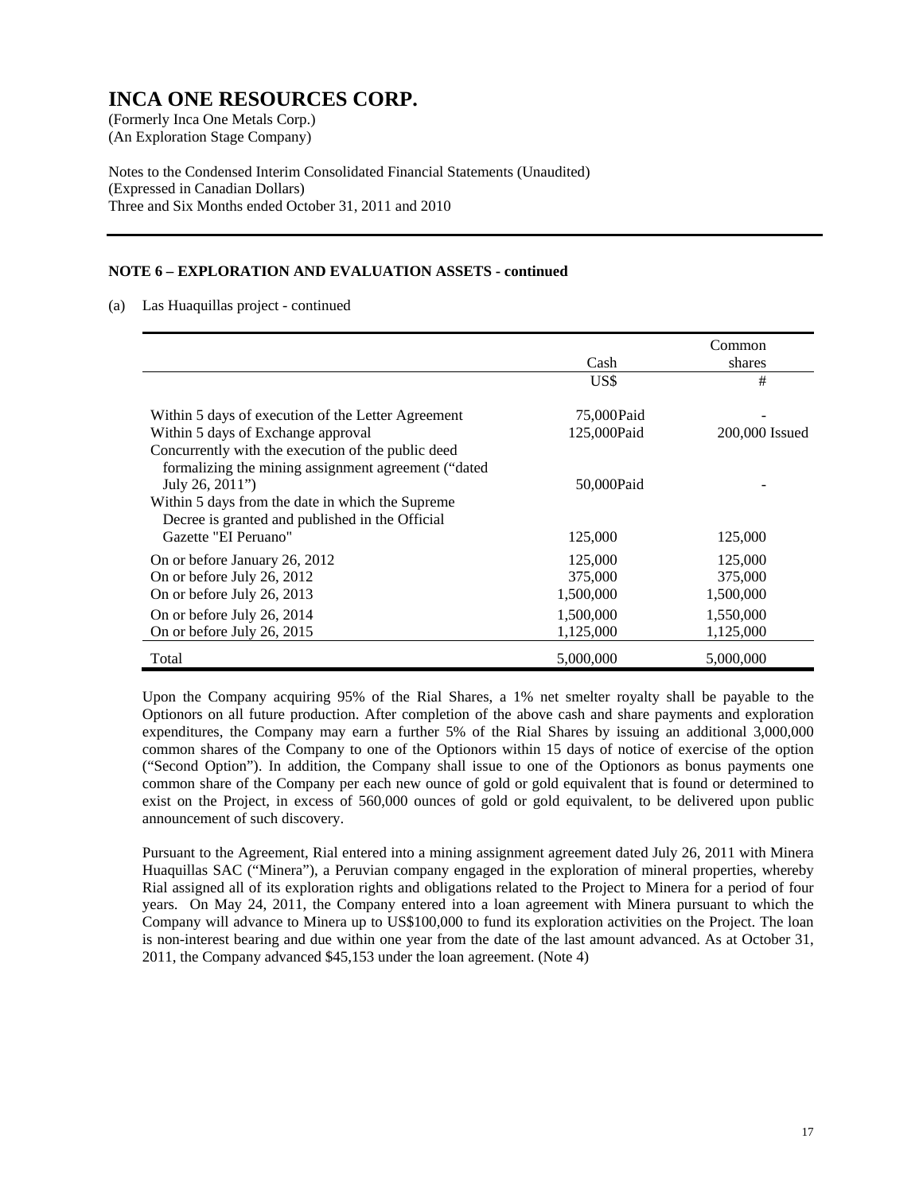# INCA ONE RESOURCES CORP.

(Formerly Inca One Metals Corp.)
(An Exploration Stage Company)

Notes to the Condensed Interim Consolidated Financial Statements (Unaudited)
(Expressed in Canadian Dollars)
Three and Six Months ended October 31, 2011 and 2010

## NOTE 6 – EXPLORATION AND EVALUATION ASSETS - continued

(a) Las Huaquillas project - continued

| | Cash | Common shares |
|---|---|---|
| | US$ | # |
| Within 5 days of execution of the Letter Agreement | 75,000Paid | - |
| Within 5 days of Exchange approval | 125,000Paid | 200,000 Issued |
| Concurrently with the execution of the public deed formalizing the mining assignment agreement ("dated July 26, 2011") | 50,000Paid | - |
| Within 5 days from the date in which the Supreme Decree is granted and published in the Official Gazette "El Peruano" | 125,000 | 125,000 |
| On or before January 26, 2012 | 125,000 | 125,000 |
| On or before July 26, 2012 | 375,000 | 375,000 |
| On or before July 26, 2013 | 1,500,000 | 1,500,000 |
| On or before July 26, 2014 | 1,500,000 | 1,550,000 |
| On or before July 26, 2015 | 1,125,000 | 1,125,000 |
| Total | 5,000,000 | 5,000,000 |

Upon the Company acquiring 95% of the Rial Shares, a 1% net smelter royalty shall be payable to the Optionors on all future production. After completion of the above cash and share payments and exploration expenditures, the Company may earn a further 5% of the Rial Shares by issuing an additional 3,000,000 common shares of the Company to one of the Optionors within 15 days of notice of exercise of the option ("Second Option"). In addition, the Company shall issue to one of the Optionors as bonus payments one common share of the Company per each new ounce of gold or gold equivalent that is found or determined to exist on the Project, in excess of 560,000 ounces of gold or gold equivalent, to be delivered upon public announcement of such discovery.

Pursuant to the Agreement, Rial entered into a mining assignment agreement dated July 26, 2011 with Minera Huaquillas SAC ("Minera"), a Peruvian company engaged in the exploration of mineral properties, whereby Rial assigned all of its exploration rights and obligations related to the Project to Minera for a period of four years. On May 24, 2011, the Company entered into a loan agreement with Minera pursuant to which the Company will advance to Minera up to US$100,000 to fund its exploration activities on the Project. The loan is non-interest bearing and due within one year from the date of the last amount advanced. As at October 31, 2011, the Company advanced $45,153 under the loan agreement. (Note 4)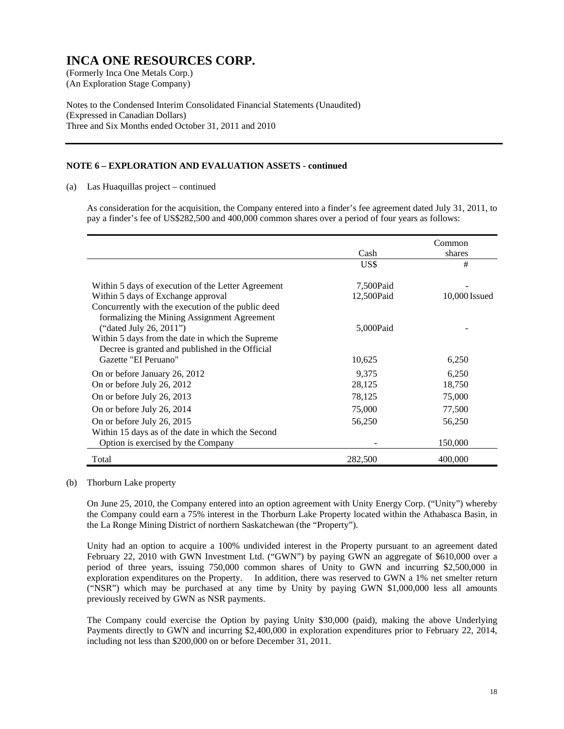# INCA ONE RESOURCES CORP.

(Formerly Inca One Metals Corp.)
(An Exploration Stage Company)

Notes to the Condensed Interim Consolidated Financial Statements (Unaudited)
(Expressed in Canadian Dollars)
Three and Six Months ended October 31, 2011 and 2010

**NOTE 6 – EXPLORATION AND EVALUATION ASSETS - continued**

(a) Las Huaquillas project – continued

As consideration for the acquisition, the Company entered into a finder's fee agreement dated July 31, 2011, to pay a finder's fee of US$282,500 and 400,000 common shares over a period of four years as follows:

| | Cash | Common shares |
|---|---|---|
| | US$ | # |
| Within 5 days of execution of the Letter Agreement | 7,500Paid | - |
| Within 5 days of Exchange approval | 12,500Paid | 10,000 Issued |
| Concurrently with the execution of the public deed formalizing the Mining Assignment Agreement ("dated July 26, 2011") | 5,000Paid | - |
| Within 5 days from the date in which the Supreme Decree is granted and published in the Official Gazette "EI Peruano" | 10,625 | 6,250 |
| On or before January 26, 2012 | 9,375 | 6,250 |
| On or before July 26, 2012 | 28,125 | 18,750 |
| On or before July 26, 2013 | 78,125 | 75,000 |
| On or before July 26, 2014 | 75,000 | 77,500 |
| On or before July 26, 2015 | 56,250 | 56,250 |
| Within 15 days as of the date in which the Second Option is exercised by the Company | - | 150,000 |
| Total | 282,500 | 400,000 |

(b) Thorburn Lake property

On June 25, 2010, the Company entered into an option agreement with Unity Energy Corp. ("Unity") whereby the Company could earn a 75% interest in the Thorburn Lake Property located within the Athabasca Basin, in the La Ronge Mining District of northern Saskatchewan (the "Property").

Unity had an option to acquire a 100% undivided interest in the Property pursuant to an agreement dated February 22, 2010 with GWN Investment Ltd. ("GWN") by paying GWN an aggregate of $610,000 over a period of three years, issuing 750,000 common shares of Unity to GWN and incurring $2,500,000 in exploration expenditures on the Property. In addition, there was reserved to GWN a 1% net smelter return ("NSR") which may be purchased at any time by Unity by paying GWN $1,000,000 less all amounts previously received by GWN as NSR payments.

The Company could exercise the Option by paying Unity $30,000 (paid), making the above Underlying Payments directly to GWN and incurring $2,400,000 in exploration expenditures prior to February 22, 2014, including not less than $200,000 on or before December 31, 2011.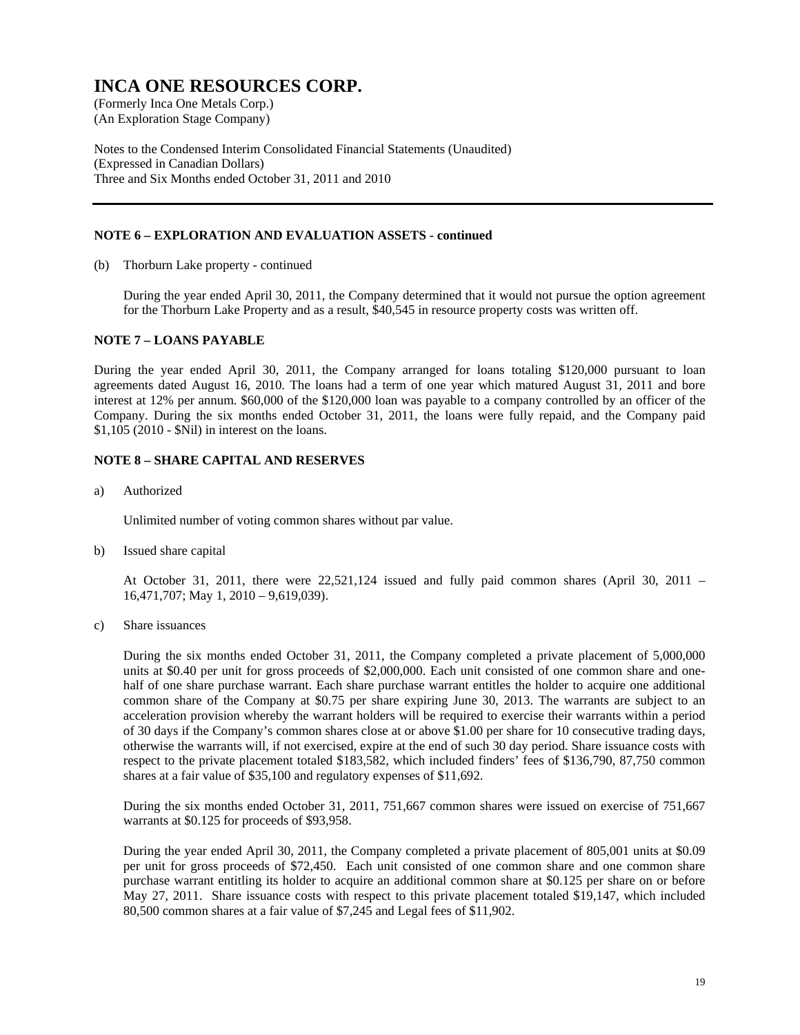# INCA ONE RESOURCES CORP.

(Formerly Inca One Metals Corp.)
(An Exploration Stage Company)

Notes to the Condensed Interim Consolidated Financial Statements (Unaudited)
(Expressed in Canadian Dollars)
Three and Six Months ended October 31, 2011 and 2010

---

**NOTE 6 – EXPLORATION AND EVALUATION ASSETS - continued**

(b) Thorburn Lake property - continued

During the year ended April 30, 2011, the Company determined that it would not pursue the option agreement for the Thorburn Lake Property and as a result, $40,545 in resource property costs was written off.

**NOTE 7 – LOANS PAYABLE**

During the year ended April 30, 2011, the Company arranged for loans totaling $120,000 pursuant to loan agreements dated August 16, 2010. The loans had a term of one year which matured August 31, 2011 and bore interest at 12% per annum. $60,000 of the $120,000 loan was payable to a company controlled by an officer of the Company. During the six months ended October 31, 2011, the loans were fully repaid, and the Company paid $1,105 (2010 - $Nil) in interest on the loans.

**NOTE 8 – SHARE CAPITAL AND RESERVES**

a) Authorized

Unlimited number of voting common shares without par value.

b) Issued share capital

At October 31, 2011, there were 22,521,124 issued and fully paid common shares (April 30, 2011 – 16,471,707; May 1, 2010 – 9,619,039).

c) Share issuances

During the six months ended October 31, 2011, the Company completed a private placement of 5,000,000 units at $0.40 per unit for gross proceeds of $2,000,000. Each unit consisted of one common share and one-half of one share purchase warrant. Each share purchase warrant entitles the holder to acquire one additional common share of the Company at $0.75 per share expiring June 30, 2013. The warrants are subject to an acceleration provision whereby the warrant holders will be required to exercise their warrants within a period of 30 days if the Company's common shares close at or above $1.00 per share for 10 consecutive trading days, otherwise the warrants will, if not exercised, expire at the end of such 30 day period. Share issuance costs with respect to the private placement totaled $183,582, which included finders' fees of $136,790, 87,750 common shares at a fair value of $35,100 and regulatory expenses of $11,692.

During the six months ended October 31, 2011, 751,667 common shares were issued on exercise of 751,667 warrants at $0.125 for proceeds of $93,958.

During the year ended April 30, 2011, the Company completed a private placement of 805,001 units at $0.09 per unit for gross proceeds of $72,450. Each unit consisted of one common share and one common share purchase warrant entitling its holder to acquire an additional common share at $0.125 per share on or before May 27, 2011. Share issuance costs with respect to this private placement totaled $19,147, which included 80,500 common shares at a fair value of $7,245 and Legal fees of $11,902.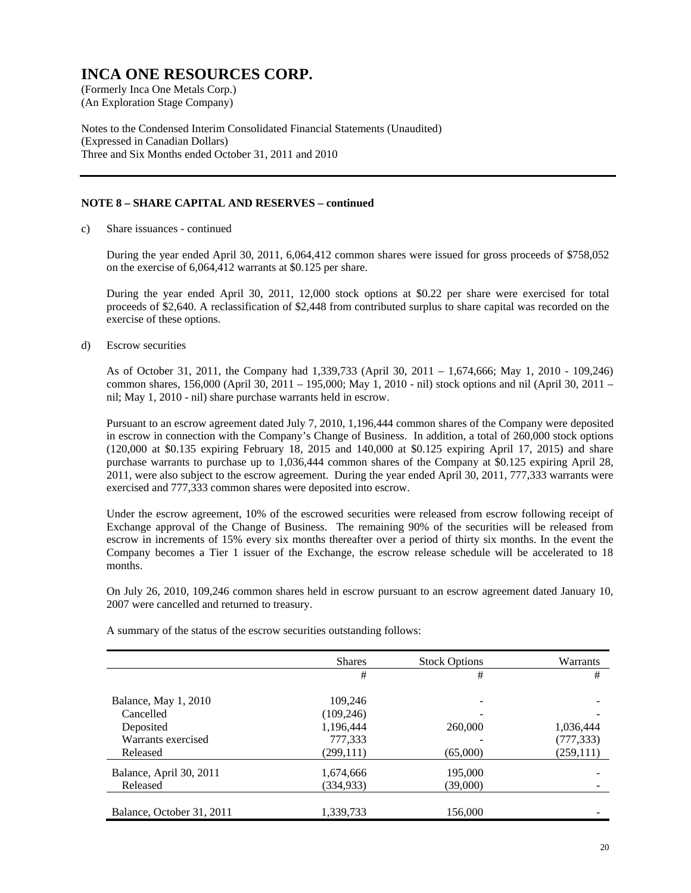# INCA ONE RESOURCES CORP.

(Formerly Inca One Metals Corp.)
(An Exploration Stage Company)

Notes to the Condensed Interim Consolidated Financial Statements (Unaudited)
(Expressed in Canadian Dollars)
Three and Six Months ended October 31, 2011 and 2010

**NOTE 8 – SHARE CAPITAL AND RESERVES – continued**

c) Share issuances - continued

During the year ended April 30, 2011, 6,064,412 common shares were issued for gross proceeds of $758,052 on the exercise of 6,064,412 warrants at $0.125 per share.

During the year ended April 30, 2011, 12,000 stock options at $0.22 per share were exercised for total proceeds of $2,640. A reclassification of $2,448 from contributed surplus to share capital was recorded on the exercise of these options.

d) Escrow securities

As of October 31, 2011, the Company had 1,339,733 (April 30, 2011 – 1,674,666; May 1, 2010 - 109,246) common shares, 156,000 (April 30, 2011 – 195,000; May 1, 2010 - nil) stock options and nil (April 30, 2011 – nil; May 1, 2010 - nil) share purchase warrants held in escrow.

Pursuant to an escrow agreement dated July 7, 2010, 1,196,444 common shares of the Company were deposited in escrow in connection with the Company's Change of Business. In addition, a total of 260,000 stock options (120,000 at $0.135 expiring February 18, 2015 and 140,000 at $0.125 expiring April 17, 2015) and share purchase warrants to purchase up to 1,036,444 common shares of the Company at $0.125 expiring April 28, 2011, were also subject to the escrow agreement. During the year ended April 30, 2011, 777,333 warrants were exercised and 777,333 common shares were deposited into escrow.

Under the escrow agreement, 10% of the escrowed securities were released from escrow following receipt of Exchange approval of the Change of Business. The remaining 90% of the securities will be released from escrow in increments of 15% every six months thereafter over a period of thirty six months. In the event the Company becomes a Tier 1 issuer of the Exchange, the escrow release schedule will be accelerated to 18 months.

On July 26, 2010, 109,246 common shares held in escrow pursuant to an escrow agreement dated January 10, 2007 were cancelled and returned to treasury.

A summary of the status of the escrow securities outstanding follows:

| | Shares | Stock Options | Warrants |
|---|---|---|---|
| | # | # | # |
| Balance, May 1, 2010 | 109,246 | - | - |
| Cancelled | (109,246) | - | - |
| Deposited | 1,196,444 | 260,000 | 1,036,444 |
| Warrants exercised | 777,333 | - | (777,333) |
| Released | (299,111) | (65,000) | (259,111) |
| Balance, April 30, 2011 | 1,674,666 | 195,000 | - |
| Released | (334,933) | (39,000) | - |
| Balance, October 31, 2011 | 1,339,733 | 156,000 | - |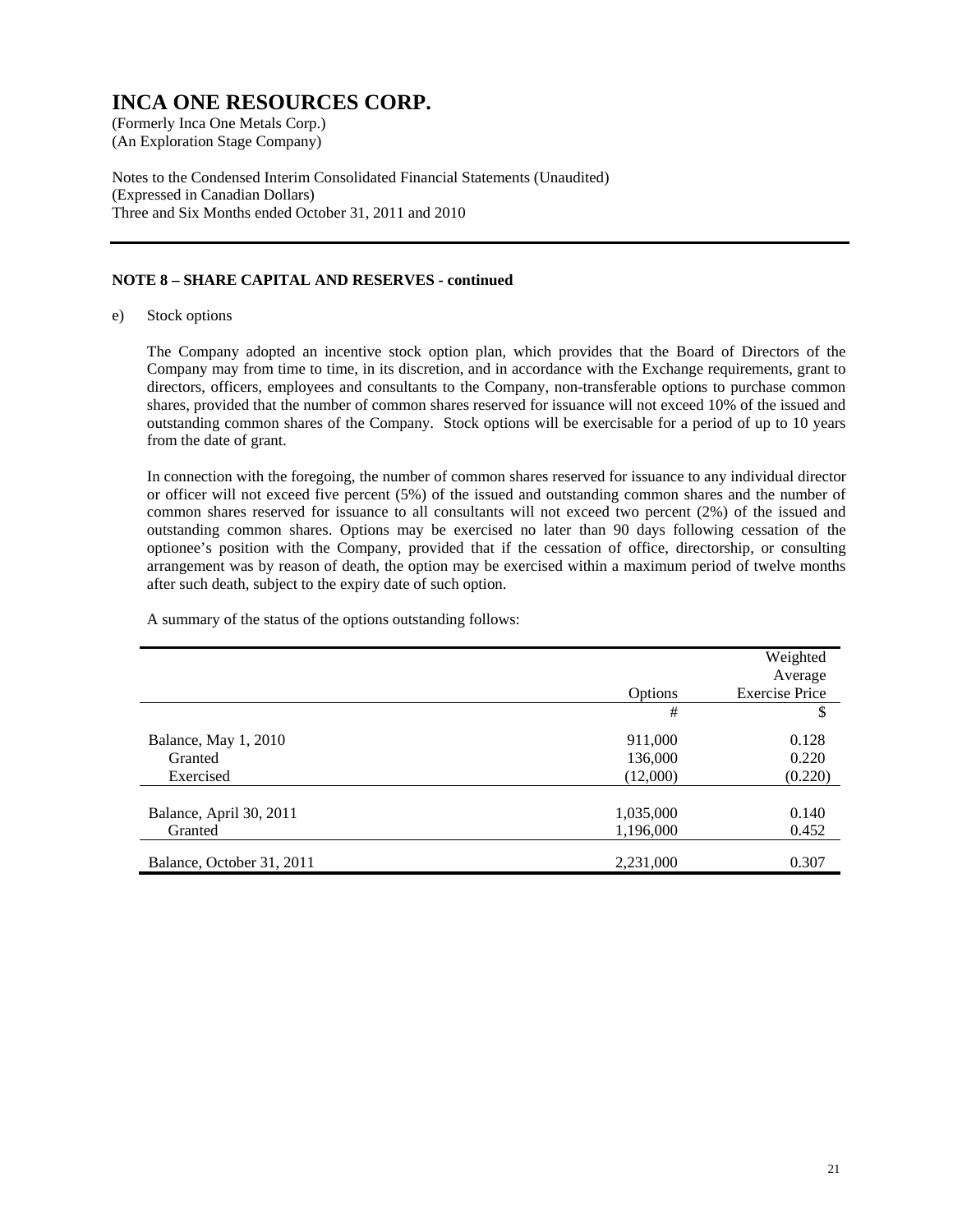# INCA ONE RESOURCES CORP.

(Formerly Inca One Metals Corp.)
(An Exploration Stage Company)

Notes to the Condensed Interim Consolidated Financial Statements (Unaudited)
(Expressed in Canadian Dollars)
Three and Six Months ended October 31, 2011 and 2010

---

**NOTE 8 – SHARE CAPITAL AND RESERVES - continued**

e) Stock options

The Company adopted an incentive stock option plan, which provides that the Board of Directors of the Company may from time to time, in its discretion, and in accordance with the Exchange requirements, grant to directors, officers, employees and consultants to the Company, non-transferable options to purchase common shares, provided that the number of common shares reserved for issuance will not exceed 10% of the issued and outstanding common shares of the Company. Stock options will be exercisable for a period of up to 10 years from the date of grant.

In connection with the foregoing, the number of common shares reserved for issuance to any individual director or officer will not exceed five percent (5%) of the issued and outstanding common shares and the number of common shares reserved for issuance to all consultants will not exceed two percent (2%) of the issued and outstanding common shares. Options may be exercised no later than 90 days following cessation of the optionee's position with the Company, provided that if the cessation of office, directorship, or consulting arrangement was by reason of death, the option may be exercised within a maximum period of twelve months after such death, subject to the expiry date of such option.

A summary of the status of the options outstanding follows:

| | Options | Weighted Average Exercise Price |
|---|---|---|
| | # | $ |
| Balance, May 1, 2010 | 911,000 | 0.128 |
| Granted | 136,000 | 0.220 |
| Exercised | (12,000) | (0.220) |
| Balance, April 30, 2011 | 1,035,000 | 0.140 |
| Granted | 1,196,000 | 0.452 |
| Balance, October 31, 2011 | 2,231,000 | 0.307 |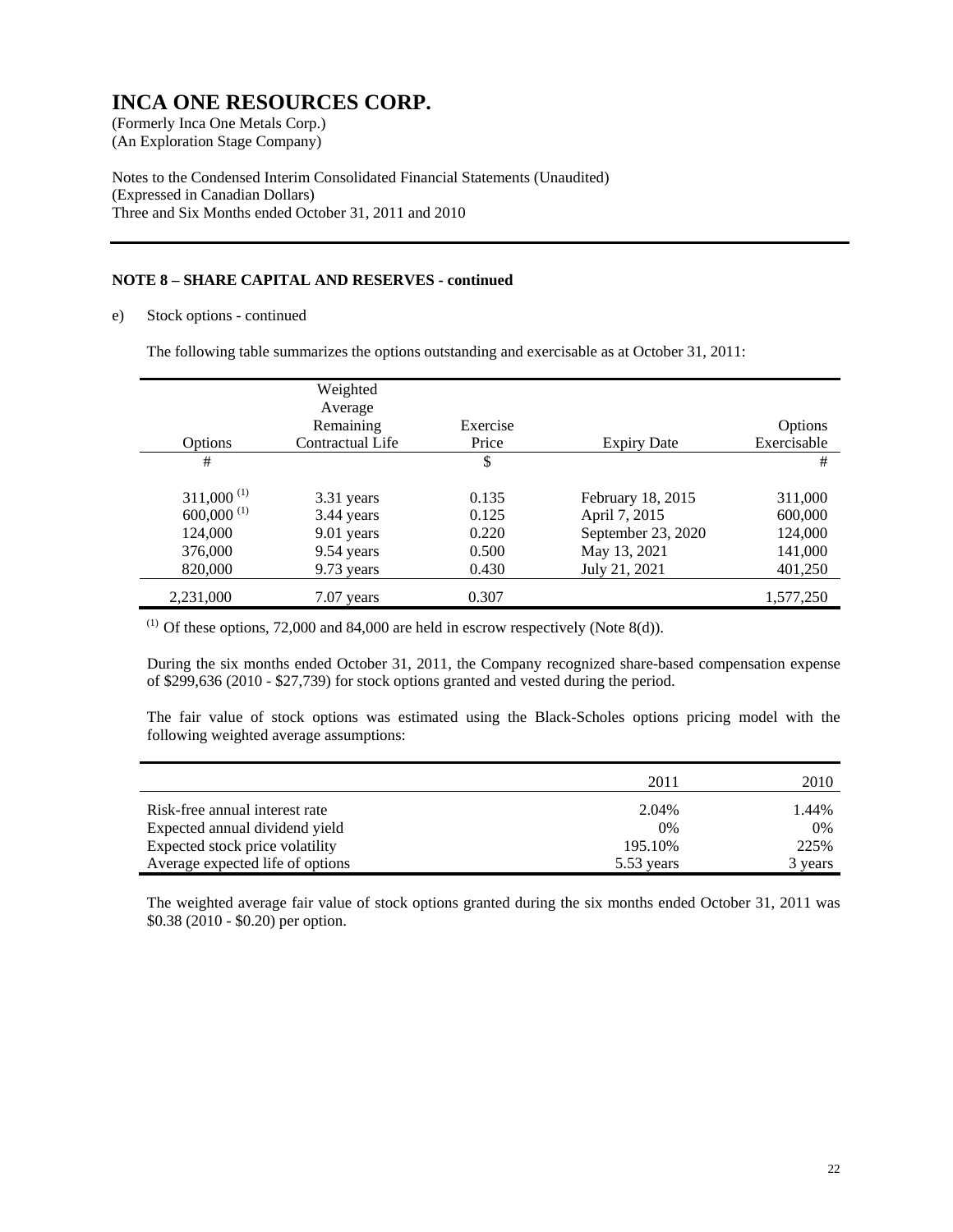# INCA ONE RESOURCES CORP.

(Formerly Inca One Metals Corp.)
(An Exploration Stage Company)

Notes to the Condensed Interim Consolidated Financial Statements (Unaudited)
(Expressed in Canadian Dollars)
Three and Six Months ended October 31, 2011 and 2010

**NOTE 8 – SHARE CAPITAL AND RESERVES - continued**

e) Stock options - continued

The following table summarizes the options outstanding and exercisable as at October 31, 2011:

| Options | Weighted Average Remaining Contractual Life | Exercise Price | Expiry Date | Options Exercisable |
|---|---|---|---|---|
| # | | $ | | # |
| 311,000 [(1)] | 3.31 years | 0.135 | February 18, 2015 | 311,000 |
| 600,000 [(1)] | 3.44 years | 0.125 | April 7, 2015 | 600,000 |
| 124,000 | 9.01 years | 0.220 | September 23, 2020 | 124,000 |
| 376,000 | 9.54 years | 0.500 | May 13, 2021 | 141,000 |
| 820,000 | 9.73 years | 0.430 | July 21, 2021 | 401,250 |
| 2,231,000 | 7.07 years | 0.307 | | 1,577,250 |

[(1)] Of these options, 72,000 and 84,000 are held in escrow respectively (Note 8(d)).

During the six months ended October 31, 2011, the Company recognized share-based compensation expense of $299,636 (2010 - $27,739) for stock options granted and vested during the period.

The fair value of stock options was estimated using the Black-Scholes options pricing model with the following weighted average assumptions:

| | 2011 | 2010 |
|---|---|---|
| Risk-free annual interest rate | 2.04% | 1.44% |
| Expected annual dividend yield | 0% | 0% |
| Expected stock price volatility | 195.10% | 225% |
| Average expected life of options | 5.53 years | 3 years |

The weighted average fair value of stock options granted during the six months ended October 31, 2011 was $0.38 (2010 - $0.20) per option.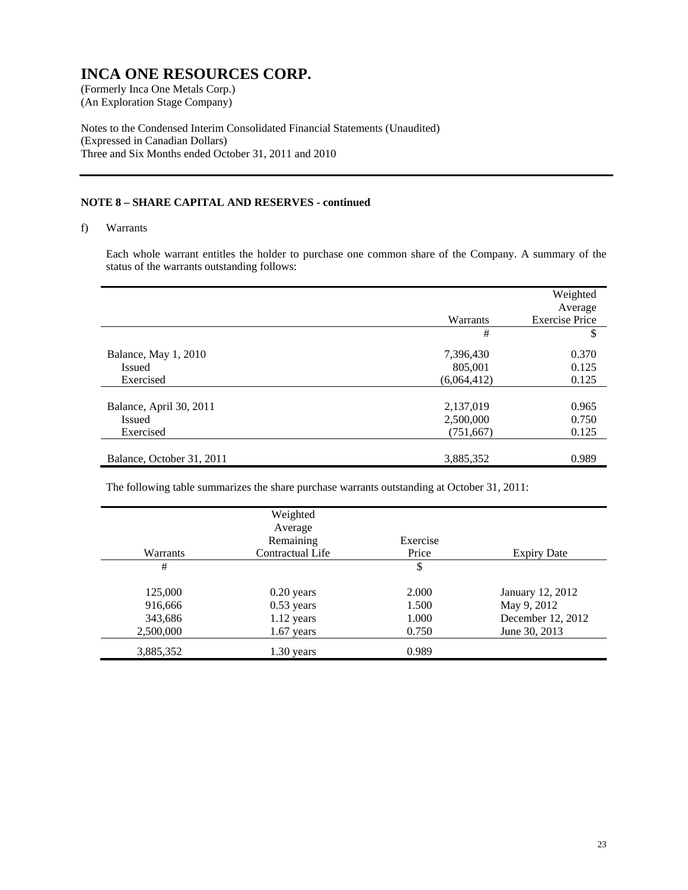# INCA ONE RESOURCES CORP.

(Formerly Inca One Metals Corp.)
(An Exploration Stage Company)

Notes to the Condensed Interim Consolidated Financial Statements (Unaudited)
(Expressed in Canadian Dollars)
Three and Six Months ended October 31, 2011 and 2010

**NOTE 8 – SHARE CAPITAL AND RESERVES - continued**

f) Warrants

Each whole warrant entitles the holder to purchase one common share of the Company. A summary of the status of the warrants outstanding follows:

| | Warrants | Weighted Average Exercise Price |
|---|---|---|
| | # | $ |
| Balance, May 1, 2010 | 7,396,430 | 0.370 |
| Issued | 805,001 | 0.125 |
| Exercised | (6,064,412) | 0.125 |
| Balance, April 30, 2011 | 2,137,019 | 0.965 |
| Issued | 2,500,000 | 0.750 |
| Exercised | (751,667) | 0.125 |
| Balance, October 31, 2011 | 3,885,352 | 0.989 |

The following table summarizes the share purchase warrants outstanding at October 31, 2011:

| Warrants | Weighted Average Remaining Contractual Life | Exercise Price | Expiry Date |
|---|---|---|---|
| # | | $ | |
| 125,000 | 0.20 years | 2.000 | January 12, 2012 |
| 916,666 | 0.53 years | 1.500 | May 9, 2012 |
| 343,686 | 1.12 years | 1.000 | December 12, 2012 |
| 2,500,000 | 1.67 years | 0.750 | June 30, 2013 |
| 3,885,352 | 1.30 years | 0.989 | |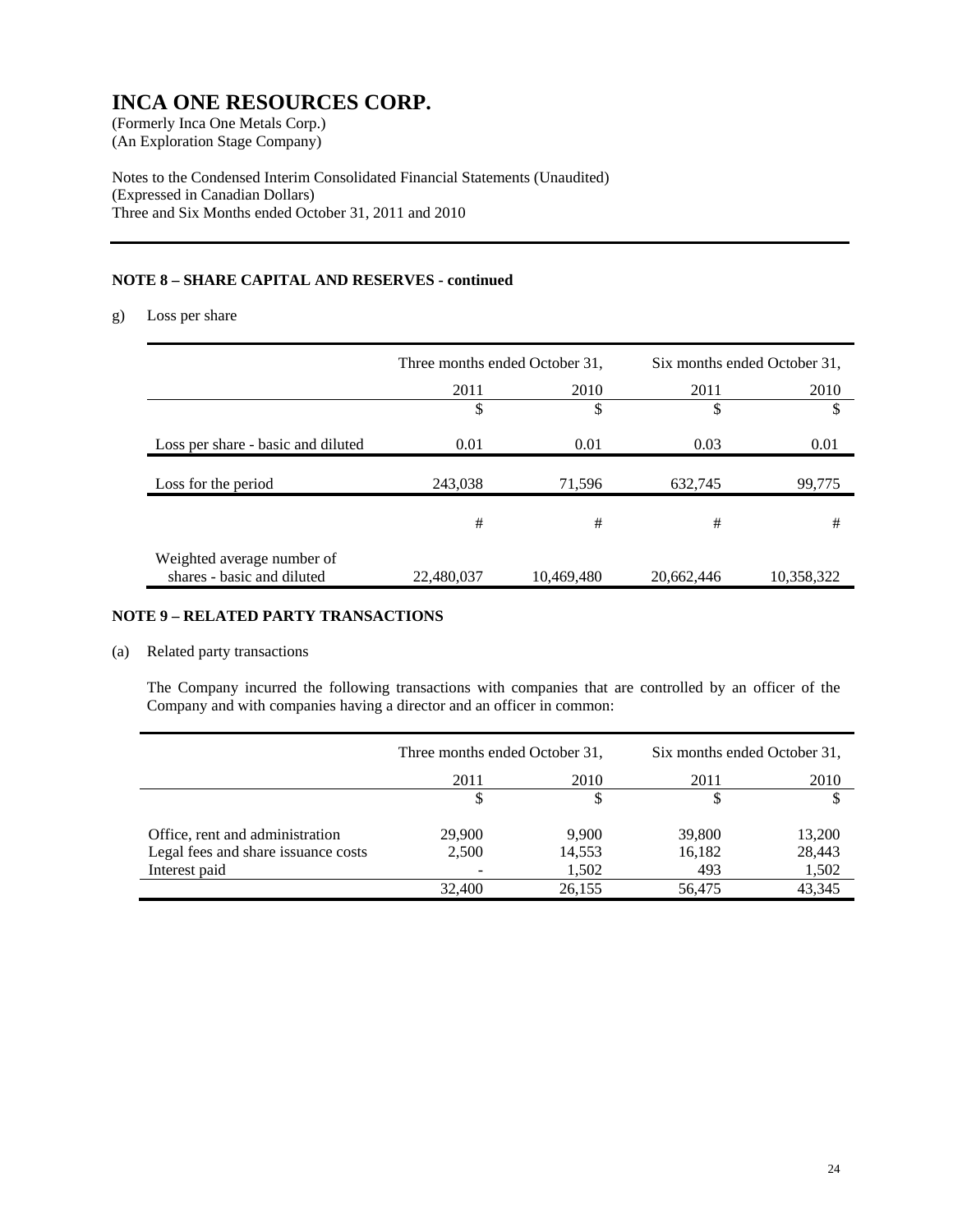# INCA ONE RESOURCES CORP.

(Formerly Inca One Metals Corp.)
(An Exploration Stage Company)

Notes to the Condensed Interim Consolidated Financial Statements (Unaudited)
(Expressed in Canadian Dollars)
Three and Six Months ended October 31, 2011 and 2010

### NOTE 8 – SHARE CAPITAL AND RESERVES - continued

g) Loss per share

| | Three months ended October 31, | | Six months ended October 31, | |
|---|---|---|---|---|
| | 2011 | 2010 | 2011 | 2010 |
| | $ | $ | $ | $ |
| Loss per share - basic and diluted | 0.01 | 0.01 | 0.03 | 0.01 |
| Loss for the period | 243,038 | 71,596 | 632,745 | 99,775 |
| | # | # | # | # |
| Weighted average number of shares - basic and diluted | 22,480,037 | 10,469,480 | 20,662,446 | 10,358,322 |

### NOTE 9 – RELATED PARTY TRANSACTIONS

(a) Related party transactions

The Company incurred the following transactions with companies that are controlled by an officer of the Company and with companies having a director and an officer in common:

| | Three months ended October 31, | | Six months ended October 31, | |
|---|---|---|---|---|
| | 2011 | 2010 | 2011 | 2010 |
| | $ | $ | $ | $ |
| Office, rent and administration | 29,900 | 9,900 | 39,800 | 13,200 |
| Legal fees and share issuance costs | 2,500 | 14,553 | 16,182 | 28,443 |
| Interest paid | - | 1,502 | 493 | 1,502 |
| | 32,400 | 26,155 | 56,475 | 43,345 |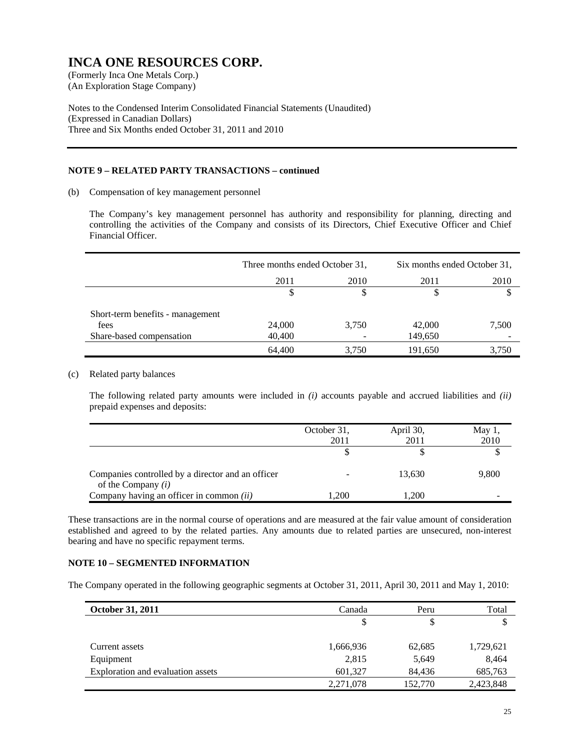# INCA ONE RESOURCES CORP.

(Formerly Inca One Metals Corp.)
(An Exploration Stage Company)

Notes to the Condensed Interim Consolidated Financial Statements (Unaudited)
(Expressed in Canadian Dollars)
Three and Six Months ended October 31, 2011 and 2010

## NOTE 9 – RELATED PARTY TRANSACTIONS – continued

(b) Compensation of key management personnel

The Company's key management personnel has authority and responsibility for planning, directing and controlling the activities of the Company and consists of its Directors, Chief Executive Officer and Chief Financial Officer.

| | Three months ended October 31, | | Six months ended October 31, | |
|---|---|---|---|---|
| | 2011 | 2010 | 2011 | 2010 |
| | $ | $ | $ | $ |
| Short-term benefits - management fees | 24,000 | 3,750 | 42,000 | 7,500 |
| Share-based compensation | 40,400 | - | 149,650 | - |
| | 64,400 | 3,750 | 191,650 | 3,750 |

(c) Related party balances

The following related party amounts were included in *(i)* accounts payable and accrued liabilities and *(ii)* prepaid expenses and deposits:

| | October 31, 2011 | April 30, 2011 | May 1, 2010 |
|---|---|---|---|
| | $ | $ | $ |
| Companies controlled by a director and an officer of the Company *(i)* | - | 13,630 | 9,800 |
| Company having an officer in common *(ii)* | 1,200 | 1,200 | - |

These transactions are in the normal course of operations and are measured at the fair value amount of consideration established and agreed to by the related parties. Any amounts due to related parties are unsecured, non-interest bearing and have no specific repayment terms.

## NOTE 10 – SEGMENTED INFORMATION

The Company operated in the following geographic segments at October 31, 2011, April 30, 2011 and May 1, 2010:

| **October 31, 2011** | Canada | Peru | Total |
|---|---|---|---|
| | $ | $ | $ |
| Current assets | 1,666,936 | 62,685 | 1,729,621 |
| Equipment | 2,815 | 5,649 | 8,464 |
| Exploration and evaluation assets | 601,327 | 84,436 | 685,763 |
| | 2,271,078 | 152,770 | 2,423,848 |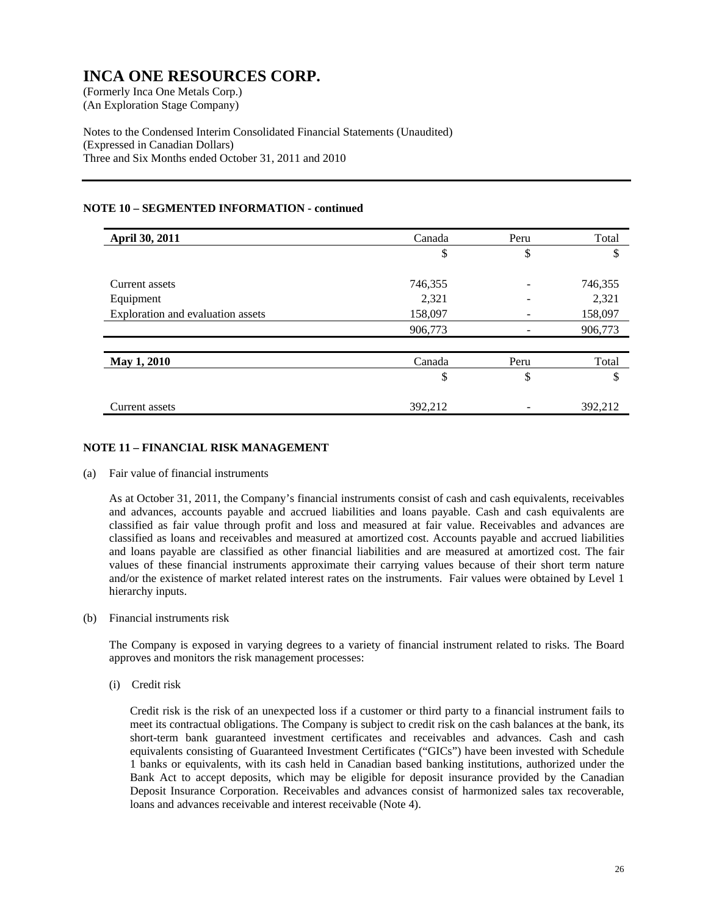# INCA ONE RESOURCES CORP.

(Formerly Inca One Metals Corp.)
(An Exploration Stage Company)

Notes to the Condensed Interim Consolidated Financial Statements (Unaudited)
(Expressed in Canadian Dollars)
Three and Six Months ended October 31, 2011 and 2010

## NOTE 10 – SEGMENTED INFORMATION - continued

| **April 30, 2011** | Canada | Peru | Total |
|---|---|---|---|
| | $ | $ | $ |
| Current assets | 746,355 | - | 746,355 |
| Equipment | 2,321 | - | 2,321 |
| Exploration and evaluation assets | 158,097 | - | 158,097 |
| | 906,773 | - | 906,773 |

| **May 1, 2010** | Canada | Peru | Total |
|---|---|---|---|
| | $ | $ | $ |
| Current assets | 392,212 | - | 392,212 |

## NOTE 11 – FINANCIAL RISK MANAGEMENT

(a) Fair value of financial instruments

As at October 31, 2011, the Company's financial instruments consist of cash and cash equivalents, receivables and advances, accounts payable and accrued liabilities and loans payable. Cash and cash equivalents are classified as fair value through profit and loss and measured at fair value. Receivables and advances are classified as loans and receivables and measured at amortized cost. Accounts payable and accrued liabilities and loans payable are classified as other financial liabilities and are measured at amortized cost. The fair values of these financial instruments approximate their carrying values because of their short term nature and/or the existence of market related interest rates on the instruments. Fair values were obtained by Level 1 hierarchy inputs.

(b) Financial instruments risk

The Company is exposed in varying degrees to a variety of financial instrument related to risks. The Board approves and monitors the risk management processes:

(i) Credit risk

Credit risk is the risk of an unexpected loss if a customer or third party to a financial instrument fails to meet its contractual obligations. The Company is subject to credit risk on the cash balances at the bank, its short-term bank guaranteed investment certificates and receivables and advances. Cash and cash equivalents consisting of Guaranteed Investment Certificates ("GICs") have been invested with Schedule 1 banks or equivalents, with its cash held in Canadian based banking institutions, authorized under the Bank Act to accept deposits, which may be eligible for deposit insurance provided by the Canadian Deposit Insurance Corporation. Receivables and advances consist of harmonized sales tax recoverable, loans and advances receivable and interest receivable (Note 4).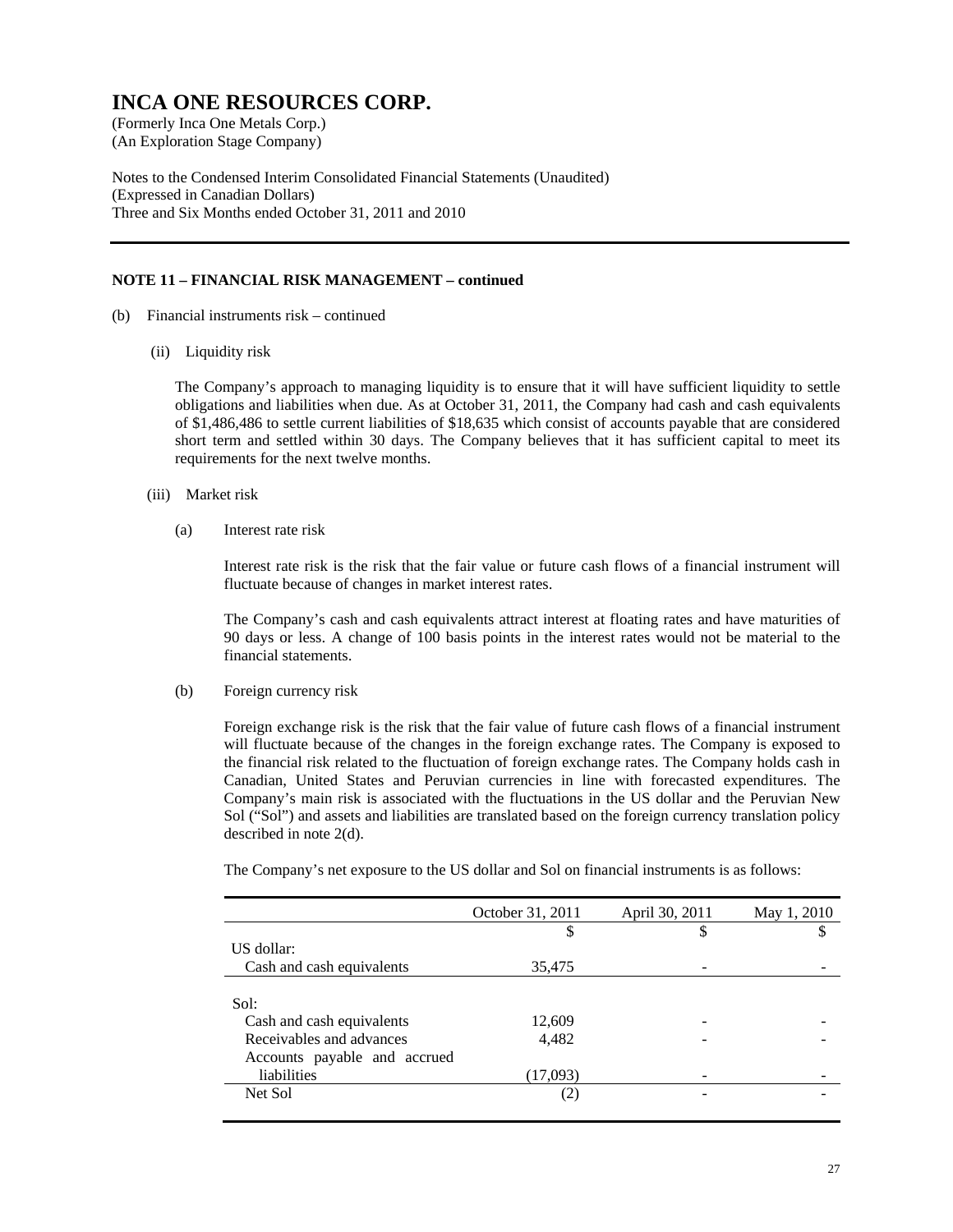# INCA ONE RESOURCES CORP.

(Formerly Inca One Metals Corp.)
(An Exploration Stage Company)

Notes to the Condensed Interim Consolidated Financial Statements (Unaudited)
(Expressed in Canadian Dollars)
Three and Six Months ended October 31, 2011 and 2010

---

**NOTE 11 – FINANCIAL RISK MANAGEMENT – continued**

(b) Financial instruments risk – continued

(ii) Liquidity risk

The Company's approach to managing liquidity is to ensure that it will have sufficient liquidity to settle obligations and liabilities when due. As at October 31, 2011, the Company had cash and cash equivalents of $1,486,486 to settle current liabilities of $18,635 which consist of accounts payable that are considered short term and settled within 30 days. The Company believes that it has sufficient capital to meet its requirements for the next twelve months.

(iii) Market risk

(a) Interest rate risk

Interest rate risk is the risk that the fair value or future cash flows of a financial instrument will fluctuate because of changes in market interest rates.

The Company's cash and cash equivalents attract interest at floating rates and have maturities of 90 days or less. A change of 100 basis points in the interest rates would not be material to the financial statements.

(b) Foreign currency risk

Foreign exchange risk is the risk that the fair value of future cash flows of a financial instrument will fluctuate because of the changes in the foreign exchange rates. The Company is exposed to the financial risk related to the fluctuation of foreign exchange rates. The Company holds cash in Canadian, United States and Peruvian currencies in line with forecasted expenditures. The Company's main risk is associated with the fluctuations in the US dollar and the Peruvian New Sol ("Sol") and assets and liabilities are translated based on the foreign currency translation policy described in note 2(d).

The Company's net exposure to the US dollar and Sol on financial instruments is as follows:

| | October 31, 2011 | April 30, 2011 | May 1, 2010 |
|---|---|---|---|
| | $ | $ | $ |
| US dollar: | | | |
| Cash and cash equivalents | 35,475 | - | - |
| Sol: | | | |
| Cash and cash equivalents | 12,609 | - | - |
| Receivables and advances | 4,482 | - | - |
| Accounts payable and accrued liabilities | (17,093) | - | - |
| Net Sol | (2) | - | - |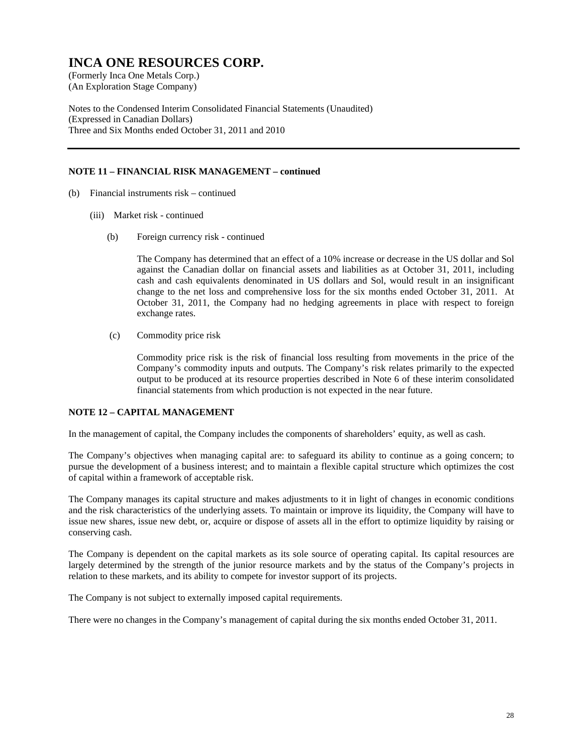# INCA ONE RESOURCES CORP.

(Formerly Inca One Metals Corp.)
(An Exploration Stage Company)

Notes to the Condensed Interim Consolidated Financial Statements (Unaudited)
(Expressed in Canadian Dollars)
Three and Six Months ended October 31, 2011 and 2010

---

**NOTE 11 – FINANCIAL RISK MANAGEMENT – continued**

(b) Financial instruments risk – continued

(iii) Market risk - continued

(b) Foreign currency risk - continued

The Company has determined that an effect of a 10% increase or decrease in the US dollar and Sol against the Canadian dollar on financial assets and liabilities as at October 31, 2011, including cash and cash equivalents denominated in US dollars and Sol, would result in an insignificant change to the net loss and comprehensive loss for the six months ended October 31, 2011. At October 31, 2011, the Company had no hedging agreements in place with respect to foreign exchange rates.

(c) Commodity price risk

Commodity price risk is the risk of financial loss resulting from movements in the price of the Company's commodity inputs and outputs. The Company's risk relates primarily to the expected output to be produced at its resource properties described in Note 6 of these interim consolidated financial statements from which production is not expected in the near future.

**NOTE 12 – CAPITAL MANAGEMENT**

In the management of capital, the Company includes the components of shareholders' equity, as well as cash.

The Company's objectives when managing capital are: to safeguard its ability to continue as a going concern; to pursue the development of a business interest; and to maintain a flexible capital structure which optimizes the cost of capital within a framework of acceptable risk.

The Company manages its capital structure and makes adjustments to it in light of changes in economic conditions and the risk characteristics of the underlying assets. To maintain or improve its liquidity, the Company will have to issue new shares, issue new debt, or, acquire or dispose of assets all in the effort to optimize liquidity by raising or conserving cash.

The Company is dependent on the capital markets as its sole source of operating capital. Its capital resources are largely determined by the strength of the junior resource markets and by the status of the Company's projects in relation to these markets, and its ability to compete for investor support of its projects.

The Company is not subject to externally imposed capital requirements.

There were no changes in the Company's management of capital during the six months ended October 31, 2011.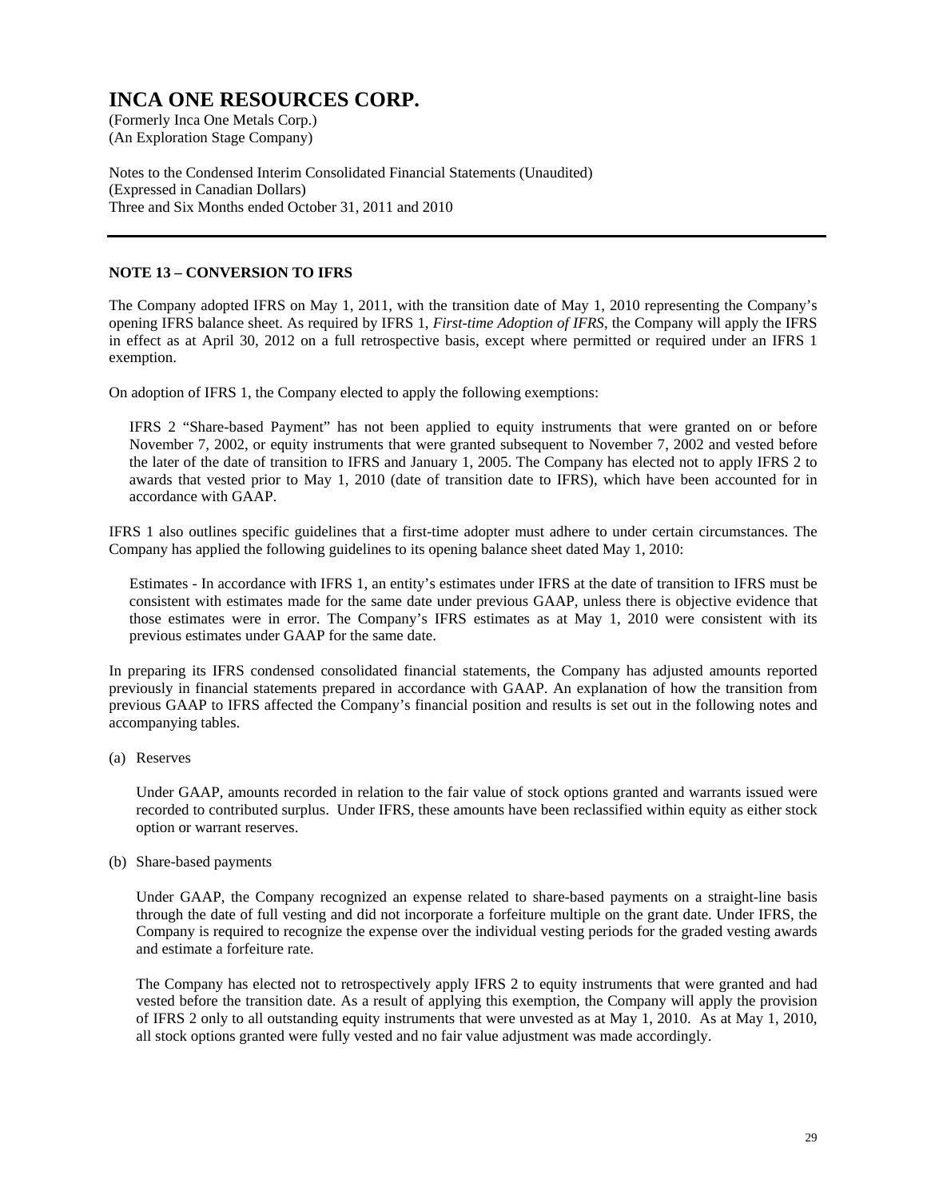# INCA ONE RESOURCES CORP.

(Formerly Inca One Metals Corp.)
(An Exploration Stage Company)

Notes to the Condensed Interim Consolidated Financial Statements (Unaudited)
(Expressed in Canadian Dollars)
Three and Six Months ended October 31, 2011 and 2010

---

**NOTE 13 – CONVERSION TO IFRS**

The Company adopted IFRS on May 1, 2011, with the transition date of May 1, 2010 representing the Company's opening IFRS balance sheet. As required by IFRS 1, *First-time Adoption of IFRS*, the Company will apply the IFRS in effect as at April 30, 2012 on a full retrospective basis, except where permitted or required under an IFRS 1 exemption.

On adoption of IFRS 1, the Company elected to apply the following exemptions:

> IFRS 2 "Share-based Payment" has not been applied to equity instruments that were granted on or before November 7, 2002, or equity instruments that were granted subsequent to November 7, 2002 and vested before the later of the date of transition to IFRS and January 1, 2005. The Company has elected not to apply IFRS 2 to awards that vested prior to May 1, 2010 (date of transition date to IFRS), which have been accounted for in accordance with GAAP.

IFRS 1 also outlines specific guidelines that a first-time adopter must adhere to under certain circumstances. The Company has applied the following guidelines to its opening balance sheet dated May 1, 2010:

> Estimates - In accordance with IFRS 1, an entity's estimates under IFRS at the date of transition to IFRS must be consistent with estimates made for the same date under previous GAAP, unless there is objective evidence that those estimates were in error. The Company's IFRS estimates as at May 1, 2010 were consistent with its previous estimates under GAAP for the same date.

In preparing its IFRS condensed consolidated financial statements, the Company has adjusted amounts reported previously in financial statements prepared in accordance with GAAP. An explanation of how the transition from previous GAAP to IFRS affected the Company's financial position and results is set out in the following notes and accompanying tables.

(a) Reserves

Under GAAP, amounts recorded in relation to the fair value of stock options granted and warrants issued were recorded to contributed surplus. Under IFRS, these amounts have been reclassified within equity as either stock option or warrant reserves.

(b) Share-based payments

Under GAAP, the Company recognized an expense related to share-based payments on a straight-line basis through the date of full vesting and did not incorporate a forfeiture multiple on the grant date. Under IFRS, the Company is required to recognize the expense over the individual vesting periods for the graded vesting awards and estimate a forfeiture rate.

The Company has elected not to retrospectively apply IFRS 2 to equity instruments that were granted and had vested before the transition date. As a result of applying this exemption, the Company will apply the provision of IFRS 2 only to all outstanding equity instruments that were unvested as at May 1, 2010. As at May 1, 2010, all stock options granted were fully vested and no fair value adjustment was made accordingly.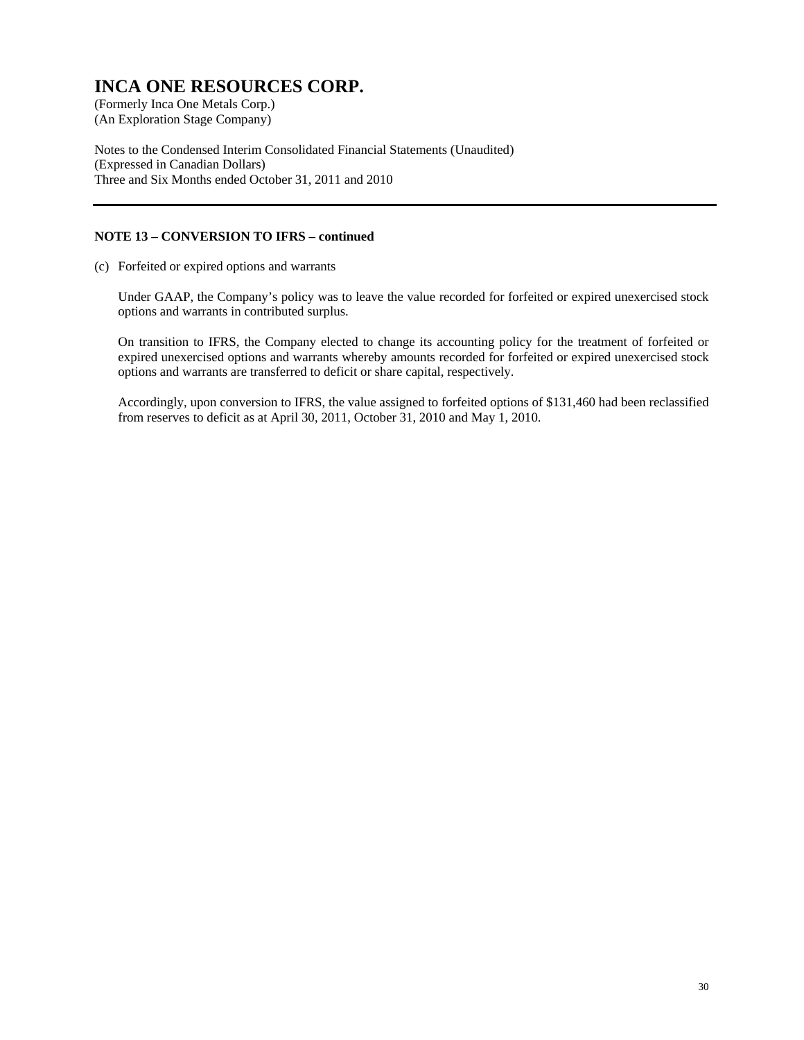**NOTE 13 – CONVERSION TO IFRS – continued**

(c) Forfeited or expired options and warrants

Under GAAP, the Company's policy was to leave the value recorded for forfeited or expired unexercised stock options and warrants in contributed surplus.

On transition to IFRS, the Company elected to change its accounting policy for the treatment of forfeited or expired unexercised options and warrants whereby amounts recorded for forfeited or expired unexercised stock options and warrants are transferred to deficit or share capital, respectively.

Accordingly, upon conversion to IFRS, the value assigned to forfeited options of $131,460 had been reclassified from reserves to deficit as at April 30, 2011, October 31, 2010 and May 1, 2010.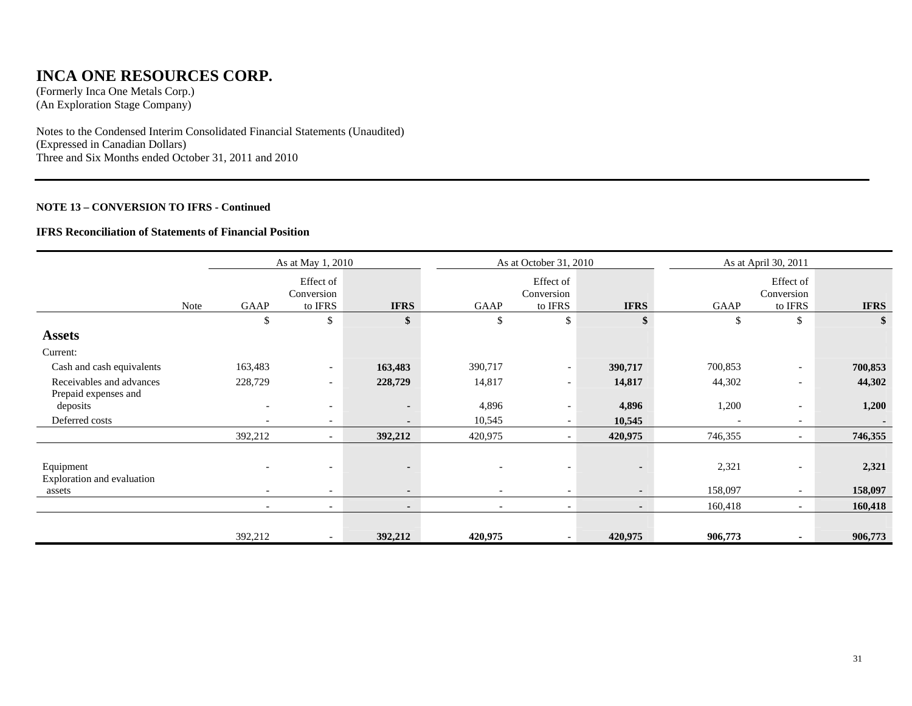# INCA ONE RESOURCES CORP.

(Formerly Inca One Metals Corp.)
(An Exploration Stage Company)

Notes to the Condensed Interim Consolidated Financial Statements (Unaudited)
(Expressed in Canadian Dollars)
Three and Six Months ended October 31, 2011 and 2010

**NOTE 13 – CONVERSION TO IFRS - Continued**

**IFRS Reconciliation of Statements of Financial Position**

| | | As at May 1, 2010 | | | As at October 31, 2010 | | | As at April 30, 2011 | | |
|---|---|---|---|---|---|---|---|---|---|---|
| | Note | GAAP | Effect of Conversion to IFRS | **IFRS** | GAAP | Effect of Conversion to IFRS | **IFRS** | GAAP | Effect of Conversion to IFRS | **IFRS** |
| | | $ | $ | **$** | $ | $ | **$** | $ | $ | **$** |
| **Assets** | | | | | | | | | | |
| Current: | | | | | | | | | | |
| Cash and cash equivalents | | 163,483 | - | **163,483** | 390,717 | - | **390,717** | 700,853 | - | **700,853** |
| Receivables and advances | | 228,729 | - | **228,729** | 14,817 | - | **14,817** | 44,302 | - | **44,302** |
| Prepaid expenses and deposits | | - | - | **-** | 4,896 | - | **4,896** | 1,200 | - | **1,200** |
| Deferred costs | | - | - | **-** | 10,545 | - | **10,545** | - | - | **-** |
| | | 392,212 | - | **392,212** | 420,975 | - | **420,975** | 746,355 | - | **746,355** |
| Equipment | | - | - | **-** | - | - | **-** | 2,321 | - | **2,321** |
| Exploration and evaluation assets | | - | - | **-** | - | - | **-** | 158,097 | - | **158,097** |
| | | - | - | **-** | - | - | **-** | 160,418 | - | **160,418** |
| | | 392,212 | - | **392,212** | **420,975** | - | **420,975** | **906,773** | **-** | **906,773** |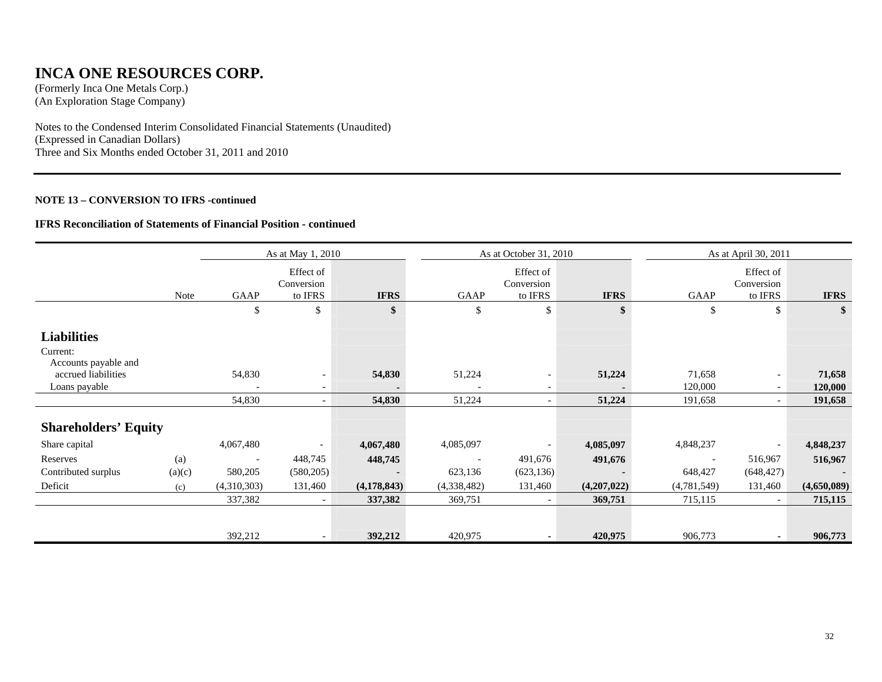# INCA ONE RESOURCES CORP.

(Formerly Inca One Metals Corp.)
(An Exploration Stage Company)

Notes to the Condensed Interim Consolidated Financial Statements (Unaudited)
(Expressed in Canadian Dollars)
Three and Six Months ended October 31, 2011 and 2010

**NOTE 13 – CONVERSION TO IFRS -continued**

**IFRS Reconciliation of Statements of Financial Position - continued**

| | | As at May 1, 2010 | | | As at October 31, 2010 | | | As at April 30, 2011 | | |
|---|---|---|---|---|---|---|---|---|---|---|
| | Note | GAAP | Effect of Conversion to IFRS | **IFRS** | GAAP | Effect of Conversion to IFRS | **IFRS** | GAAP | Effect of Conversion to IFRS | **IFRS** |
| | | $ | $ | **$** | $ | $ | **$** | $ | $ | **$** |
| **Liabilities** | | | | | | | | | | |
| Current: | | | | | | | | | | |
| Accounts payable and accrued liabilities | | 54,830 | - | **54,830** | 51,224 | - | **51,224** | 71,658 | - | **71,658** |
| Loans payable | | - | - | **-** | - | - | **-** | 120,000 | - | **120,000** |
| | | 54,830 | - | **54,830** | 51,224 | - | **51,224** | 191,658 | - | **191,658** |
| **Shareholders' Equity** | | | | | | | | | | |
| Share capital | | 4,067,480 | - | **4,067,480** | 4,085,097 | - | **4,085,097** | 4,848,237 | - | **4,848,237** |
| Reserves | (a) | - | 448,745 | **448,745** | - | 491,676 | **491,676** | - | 516,967 | **516,967** |
| Contributed surplus | (a)(c) | 580,205 | (580,205) | **-** | 623,136 | (623,136) | **-** | 648,427 | (648,427) | **-** |
| Deficit | (c) | (4,310,303) | 131,460 | **(4,178,843)** | (4,338,482) | 131,460 | **(4,207,022)** | (4,781,549) | 131,460 | **(4,650,089)** |
| | | 337,382 | - | **337,382** | 369,751 | - | **369,751** | 715,115 | - | **715,115** |
| | | 392,212 | - | **392,212** | 420,975 | - | **420,975** | 906,773 | - | **906,773** |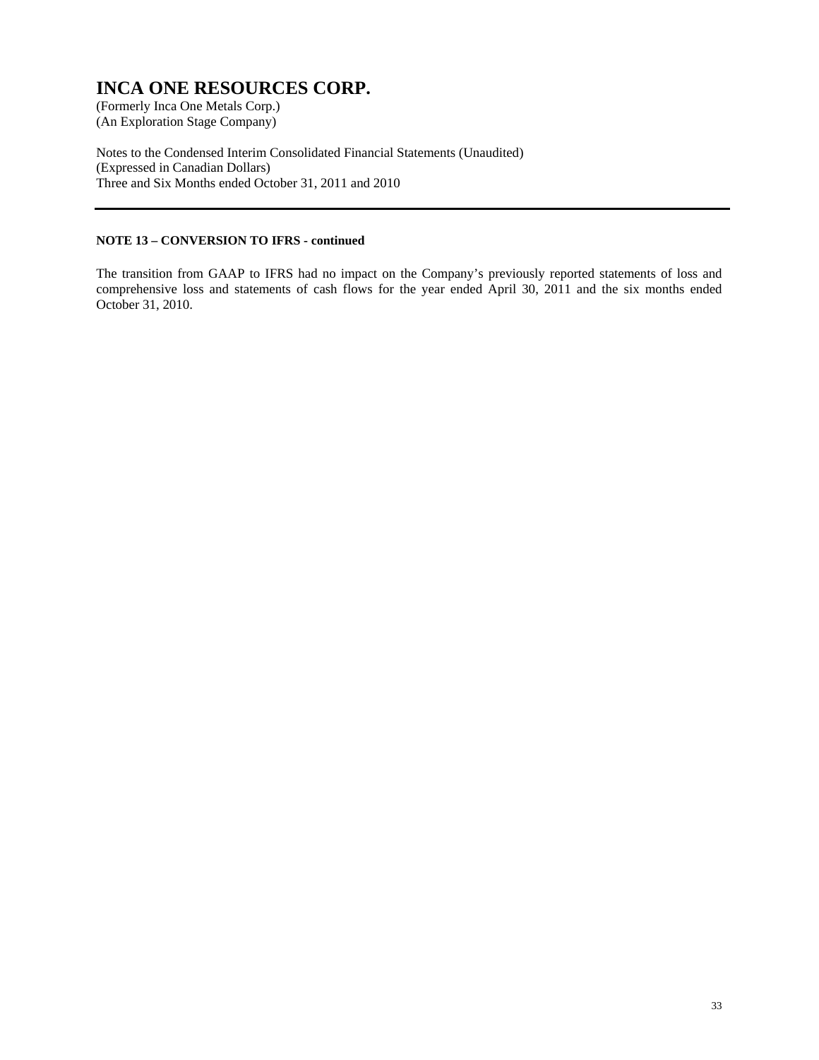**NOTE 13 – CONVERSION TO IFRS - continued**

The transition from GAAP to IFRS had no impact on the Company's previously reported statements of loss and comprehensive loss and statements of cash flows for the year ended April 30, 2011 and the six months ended October 31, 2010.